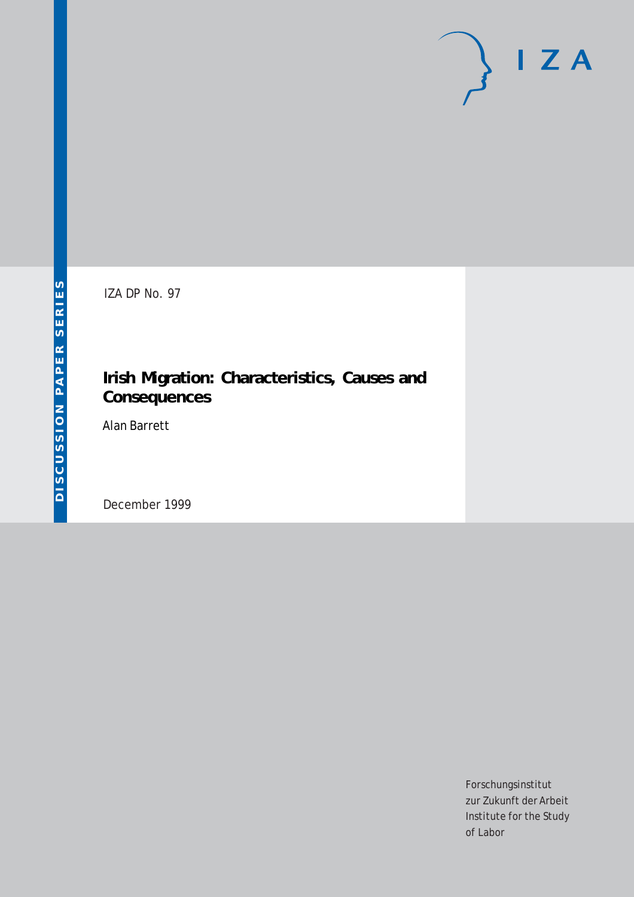IZA

DISCUSSION PAPER SERIES

IZA DP No. 97

# Irish Migration: Characteristics, Causes and Consequences

Alan Barrett

December 1999

Forschungsinstitut
zur Zukunft der Arbeit
Institute for the Study
of Labor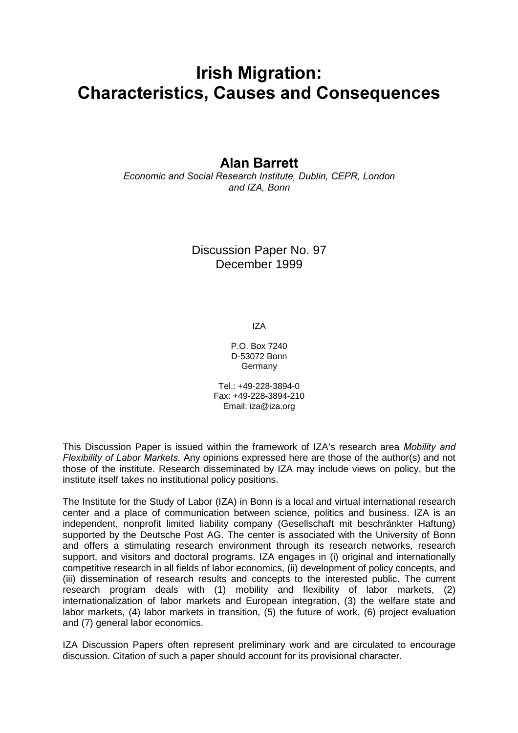# Irish Migration: Characteristics, Causes and Consequences

**Alan Barrett**

*Economic and Social Research Institute, Dublin, CEPR, London and IZA, Bonn*

Discussion Paper No. 97
December 1999

IZA

P.O. Box 7240
D-53072 Bonn
Germany

Tel.: +49-228-3894-0
Fax: +49-228-3894-210
Email: iza@iza.org

This Discussion Paper is issued within the framework of IZA's research area *Mobility and Flexibility of Labor Markets.* Any opinions expressed here are those of the author(s) and not those of the institute. Research disseminated by IZA may include views on policy, but the institute itself takes no institutional policy positions.

The Institute for the Study of Labor (IZA) in Bonn is a local and virtual international research center and a place of communication between science, politics and business. IZA is an independent, nonprofit limited liability company (Gesellschaft mit beschränkter Haftung) supported by the Deutsche Post AG. The center is associated with the University of Bonn and offers a stimulating research environment through its research networks, research support, and visitors and doctoral programs. IZA engages in (i) original and internationally competitive research in all fields of labor economics, (ii) development of policy concepts, and (iii) dissemination of research results and concepts to the interested public. The current research program deals with (1) mobility and flexibility of labor markets, (2) internationalization of labor markets and European integration, (3) the welfare state and labor markets, (4) labor markets in transition, (5) the future of work, (6) project evaluation and (7) general labor economics.

IZA Discussion Papers often represent preliminary work and are circulated to encourage discussion. Citation of such a paper should account for its provisional character.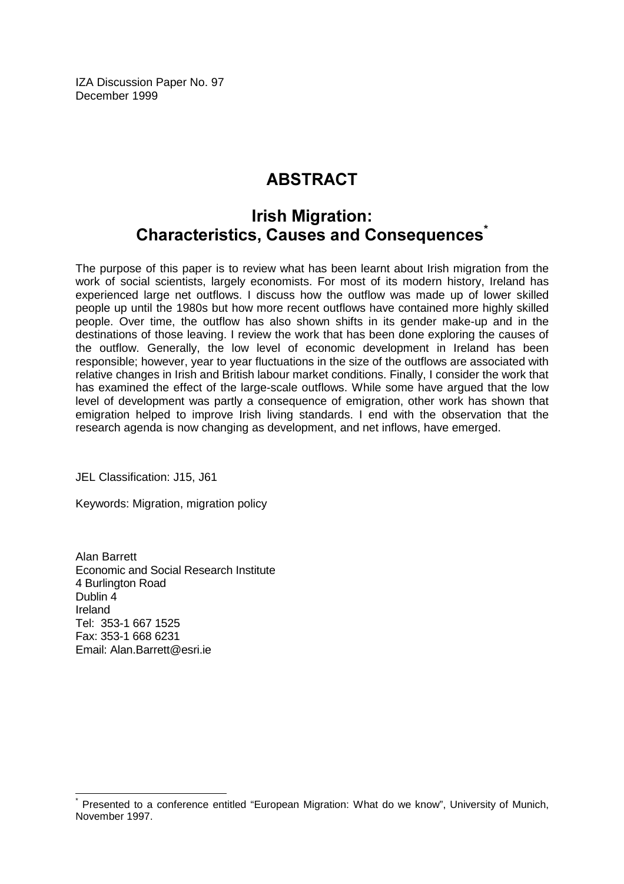IZA Discussion Paper No. 97
December 1999

# ABSTRACT

## Irish Migration: Characteristics, Causes and Consequences*

The purpose of this paper is to review what has been learnt about Irish migration from the work of social scientists, largely economists. For most of its modern history, Ireland has experienced large net outflows. I discuss how the outflow was made up of lower skilled people up until the 1980s but how more recent outflows have contained more highly skilled people. Over time, the outflow has also shown shifts in its gender make-up and in the destinations of those leaving. I review the work that has been done exploring the causes of the outflow. Generally, the low level of economic development in Ireland has been responsible; however, year to year fluctuations in the size of the outflows are associated with relative changes in Irish and British labour market conditions. Finally, I consider the work that has examined the effect of the large-scale outflows. While some have argued that the low level of development was partly a consequence of emigration, other work has shown that emigration helped to improve Irish living standards. I end with the observation that the research agenda is now changing as development, and net inflows, have emerged.

JEL Classification: J15, J61

Keywords: Migration, migration policy

Alan Barrett
Economic and Social Research Institute
4 Burlington Road
Dublin 4
Ireland
Tel: 353-1 667 1525
Fax: 353-1 668 6231
Email: Alan.Barrett@esri.ie

* Presented to a conference entitled "European Migration: What do we know", University of Munich, November 1997.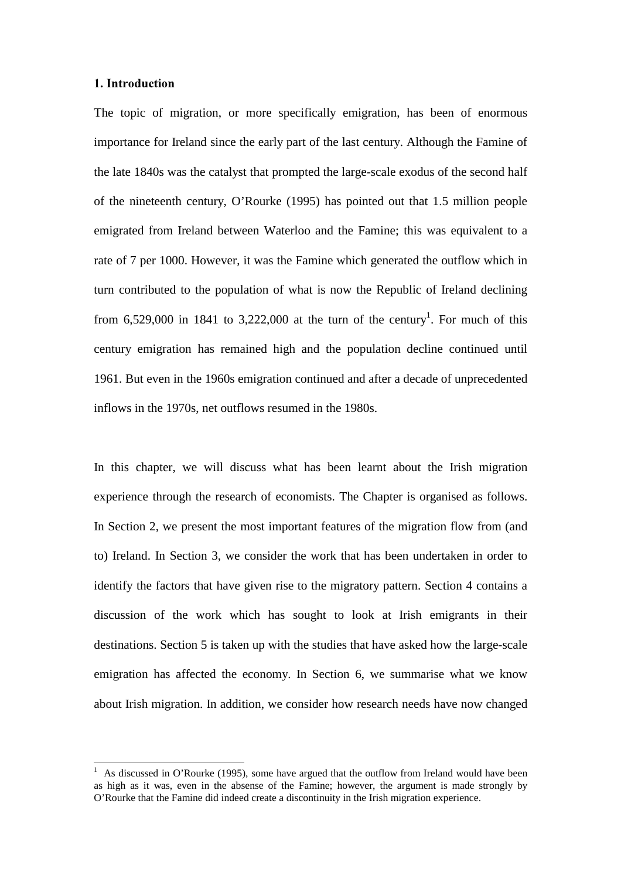## 1. Introduction

The topic of migration, or more specifically emigration, has been of enormous importance for Ireland since the early part of the last century. Although the Famine of the late 1840s was the catalyst that prompted the large-scale exodus of the second half of the nineteenth century, O'Rourke (1995) has pointed out that 1.5 million people emigrated from Ireland between Waterloo and the Famine; this was equivalent to a rate of 7 per 1000. However, it was the Famine which generated the outflow which in turn contributed to the population of what is now the Republic of Ireland declining from 6,529,000 in 1841 to 3,222,000 at the turn of the century[1]. For much of this century emigration has remained high and the population decline continued until 1961. But even in the 1960s emigration continued and after a decade of unprecedented inflows in the 1970s, net outflows resumed in the 1980s.

In this chapter, we will discuss what has been learnt about the Irish migration experience through the research of economists. The Chapter is organised as follows. In Section 2, we present the most important features of the migration flow from (and to) Ireland. In Section 3, we consider the work that has been undertaken in order to identify the factors that have given rise to the migratory pattern. Section 4 contains a discussion of the work which has sought to look at Irish emigrants in their destinations. Section 5 is taken up with the studies that have asked how the large-scale emigration has affected the economy. In Section 6, we summarise what we know about Irish migration. In addition, we consider how research needs have now changed

---

[1] As discussed in O'Rourke (1995), some have argued that the outflow from Ireland would have been as high as it was, even in the absense of the Famine; however, the argument is made strongly by O'Rourke that the Famine did indeed create a discontinuity in the Irish migration experience.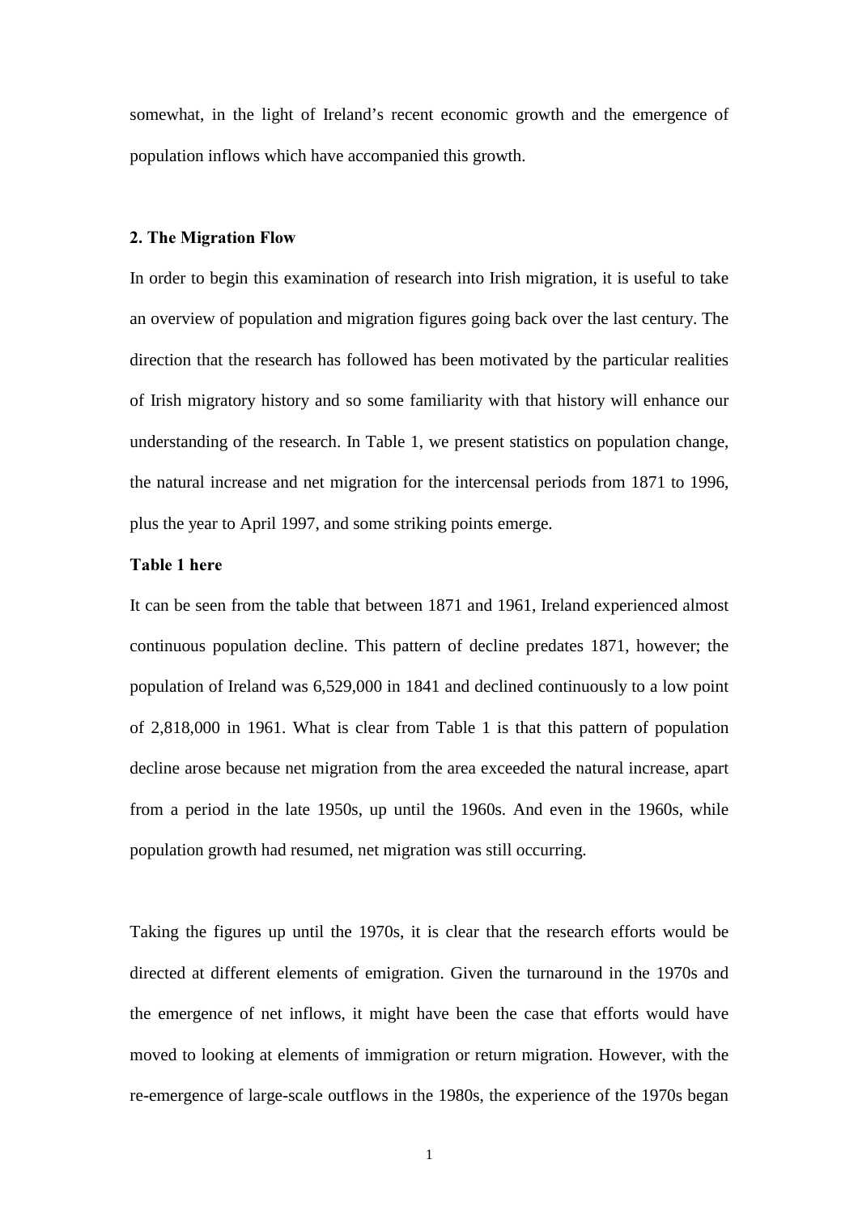somewhat, in the light of Ireland's recent economic growth and the emergence of population inflows which have accompanied this growth.

## 2. The Migration Flow

In order to begin this examination of research into Irish migration, it is useful to take an overview of population and migration figures going back over the last century. The direction that the research has followed has been motivated by the particular realities of Irish migratory history and so some familiarity with that history will enhance our understanding of the research. In Table 1, we present statistics on population change, the natural increase and net migration for the intercensal periods from 1871 to 1996, plus the year to April 1997, and some striking points emerge.

**Table 1 here**

It can be seen from the table that between 1871 and 1961, Ireland experienced almost continuous population decline. This pattern of decline predates 1871, however; the population of Ireland was 6,529,000 in 1841 and declined continuously to a low point of 2,818,000 in 1961. What is clear from Table 1 is that this pattern of population decline arose because net migration from the area exceeded the natural increase, apart from a period in the late 1950s, up until the 1960s. And even in the 1960s, while population growth had resumed, net migration was still occurring.

Taking the figures up until the 1970s, it is clear that the research efforts would be directed at different elements of emigration. Given the turnaround in the 1970s and the emergence of net inflows, it might have been the case that efforts would have moved to looking at elements of immigration or return migration. However, with the re-emergence of large-scale outflows in the 1980s, the experience of the 1970s began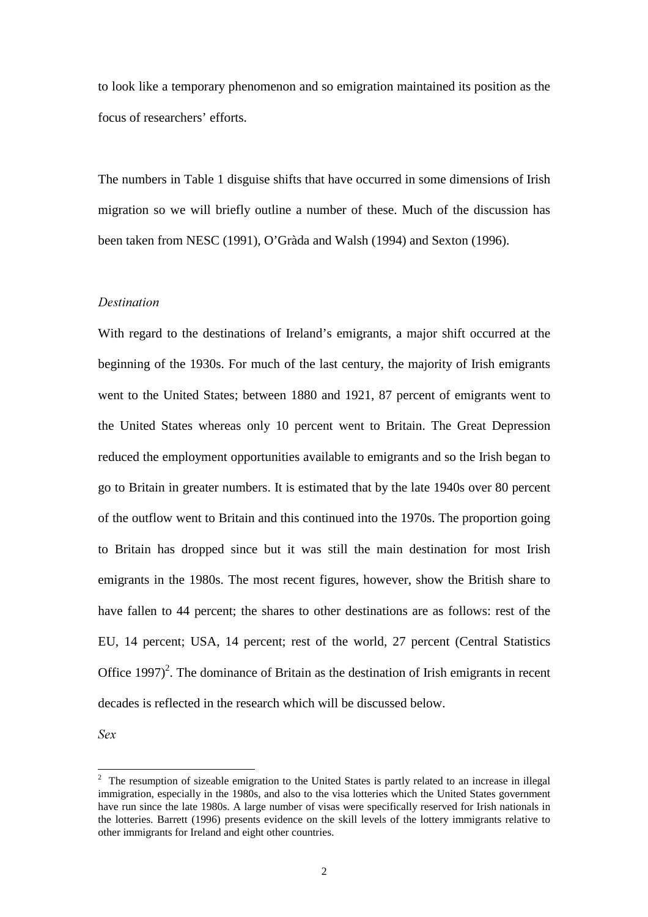to look like a temporary phenomenon and so emigration maintained its position as the focus of researchers' efforts.

The numbers in Table 1 disguise shifts that have occurred in some dimensions of Irish migration so we will briefly outline a number of these. Much of the discussion has been taken from NESC (1991), O'Gràda and Walsh (1994) and Sexton (1996).

*Destination*

With regard to the destinations of Ireland's emigrants, a major shift occurred at the beginning of the 1930s. For much of the last century, the majority of Irish emigrants went to the United States; between 1880 and 1921, 87 percent of emigrants went to the United States whereas only 10 percent went to Britain. The Great Depression reduced the employment opportunities available to emigrants and so the Irish began to go to Britain in greater numbers. It is estimated that by the late 1940s over 80 percent of the outflow went to Britain and this continued into the 1970s. The proportion going to Britain has dropped since but it was still the main destination for most Irish emigrants in the 1980s. The most recent figures, however, show the British share to have fallen to 44 percent; the shares to other destinations are as follows: rest of the EU, 14 percent; USA, 14 percent; rest of the world, 27 percent (Central Statistics Office 1997)[2]. The dominance of Britain as the destination of Irish emigrants in recent decades is reflected in the research which will be discussed below.

*Sex*

[2] The resumption of sizeable emigration to the United States is partly related to an increase in illegal immigration, especially in the 1980s, and also to the visa lotteries which the United States government have run since the late 1980s. A large number of visas were specifically reserved for Irish nationals in the lotteries. Barrett (1996) presents evidence on the skill levels of the lottery immigrants relative to other immigrants for Ireland and eight other countries.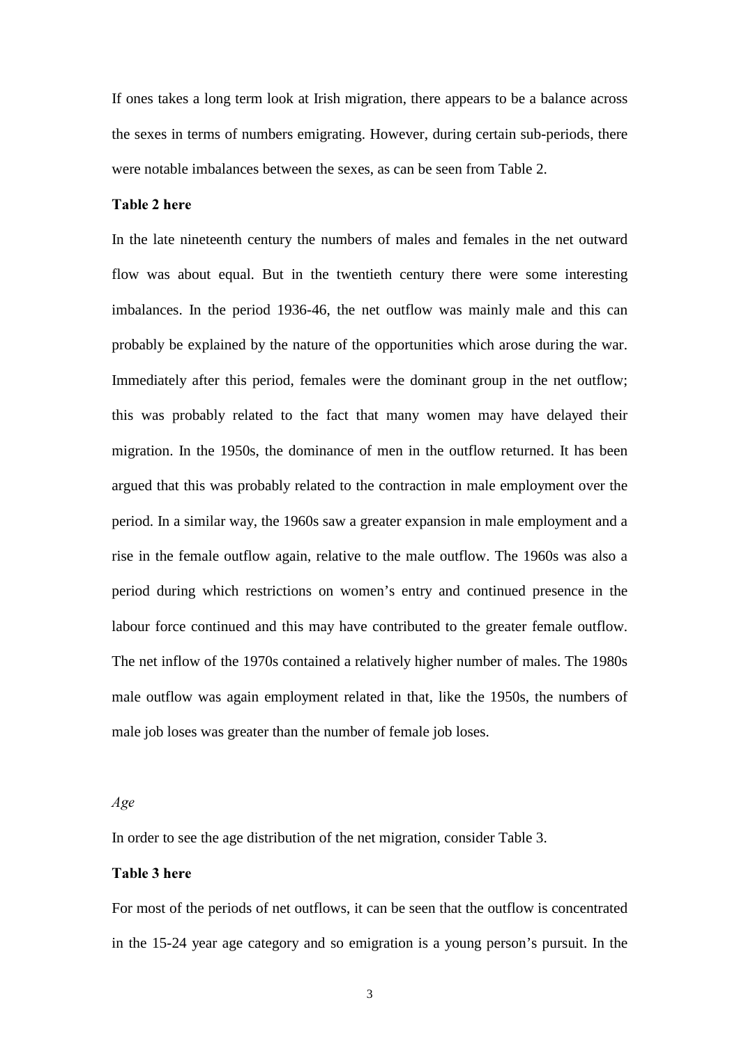If ones takes a long term look at Irish migration, there appears to be a balance across the sexes in terms of numbers emigrating. However, during certain sub-periods, there were notable imbalances between the sexes, as can be seen from Table 2.

**Table 2 here**

In the late nineteenth century the numbers of males and females in the net outward flow was about equal. But in the twentieth century there were some interesting imbalances. In the period 1936-46, the net outflow was mainly male and this can probably be explained by the nature of the opportunities which arose during the war. Immediately after this period, females were the dominant group in the net outflow; this was probably related to the fact that many women may have delayed their migration. In the 1950s, the dominance of men in the outflow returned. It has been argued that this was probably related to the contraction in male employment over the period. In a similar way, the 1960s saw a greater expansion in male employment and a rise in the female outflow again, relative to the male outflow. The 1960s was also a period during which restrictions on women's entry and continued presence in the labour force continued and this may have contributed to the greater female outflow. The net inflow of the 1970s contained a relatively higher number of males. The 1980s male outflow was again employment related in that, like the 1950s, the numbers of male job loses was greater than the number of female job loses.

*Age*

In order to see the age distribution of the net migration, consider Table 3.

**Table 3 here**

For most of the periods of net outflows, it can be seen that the outflow is concentrated in the 15-24 year age category and so emigration is a young person's pursuit. In the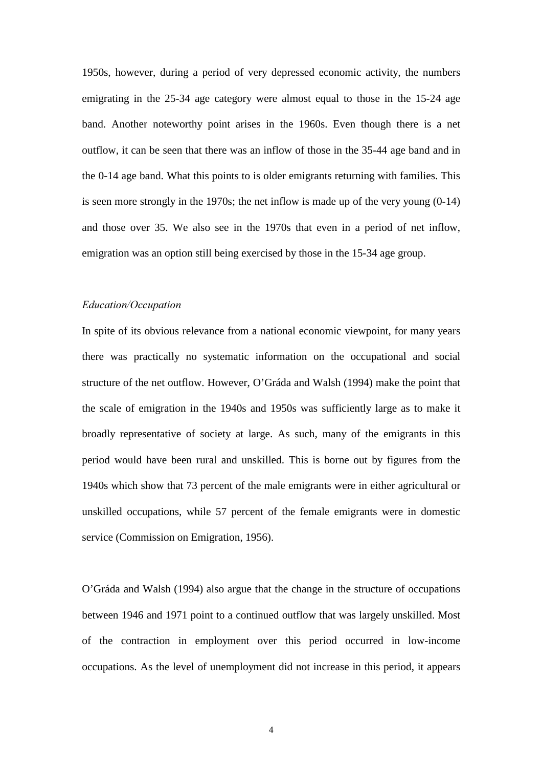1950s, however, during a period of very depressed economic activity, the numbers emigrating in the 25-34 age category were almost equal to those in the 15-24 age band. Another noteworthy point arises in the 1960s. Even though there is a net outflow, it can be seen that there was an inflow of those in the 35-44 age band and in the 0-14 age band. What this points to is older emigrants returning with families. This is seen more strongly in the 1970s; the net inflow is made up of the very young (0-14) and those over 35. We also see in the 1970s that even in a period of net inflow, emigration was an option still being exercised by those in the 15-34 age group.

*Education/Occupation*

In spite of its obvious relevance from a national economic viewpoint, for many years there was practically no systematic information on the occupational and social structure of the net outflow. However, O'Gráda and Walsh (1994) make the point that the scale of emigration in the 1940s and 1950s was sufficiently large as to make it broadly representative of society at large. As such, many of the emigrants in this period would have been rural and unskilled. This is borne out by figures from the 1940s which show that 73 percent of the male emigrants were in either agricultural or unskilled occupations, while 57 percent of the female emigrants were in domestic service (Commission on Emigration, 1956).

O'Gráda and Walsh (1994) also argue that the change in the structure of occupations between 1946 and 1971 point to a continued outflow that was largely unskilled. Most of the contraction in employment over this period occurred in low-income occupations. As the level of unemployment did not increase in this period, it appears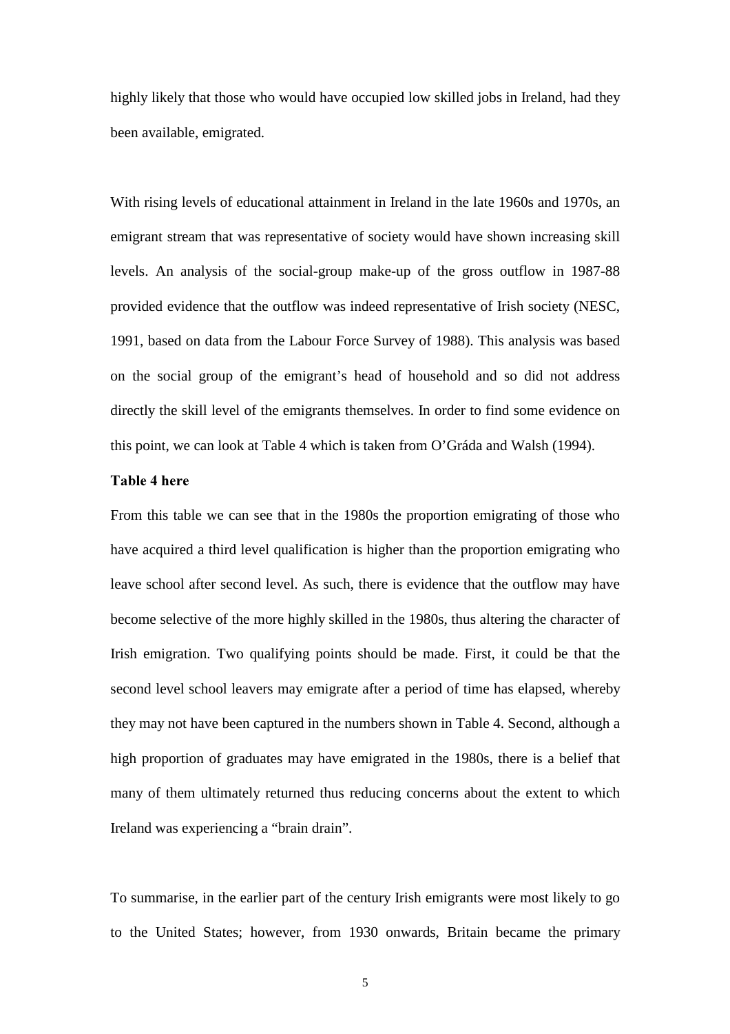highly likely that those who would have occupied low skilled jobs in Ireland, had they been available, emigrated.

With rising levels of educational attainment in Ireland in the late 1960s and 1970s, an emigrant stream that was representative of society would have shown increasing skill levels. An analysis of the social-group make-up of the gross outflow in 1987-88 provided evidence that the outflow was indeed representative of Irish society (NESC, 1991, based on data from the Labour Force Survey of 1988). This analysis was based on the social group of the emigrant's head of household and so did not address directly the skill level of the emigrants themselves. In order to find some evidence on this point, we can look at Table 4 which is taken from O'Gráda and Walsh (1994).

**Table 4 here**

From this table we can see that in the 1980s the proportion emigrating of those who have acquired a third level qualification is higher than the proportion emigrating who leave school after second level. As such, there is evidence that the outflow may have become selective of the more highly skilled in the 1980s, thus altering the character of Irish emigration. Two qualifying points should be made. First, it could be that the second level school leavers may emigrate after a period of time has elapsed, whereby they may not have been captured in the numbers shown in Table 4. Second, although a high proportion of graduates may have emigrated in the 1980s, there is a belief that many of them ultimately returned thus reducing concerns about the extent to which Ireland was experiencing a "brain drain".

To summarise, in the earlier part of the century Irish emigrants were most likely to go to the United States; however, from 1930 onwards, Britain became the primary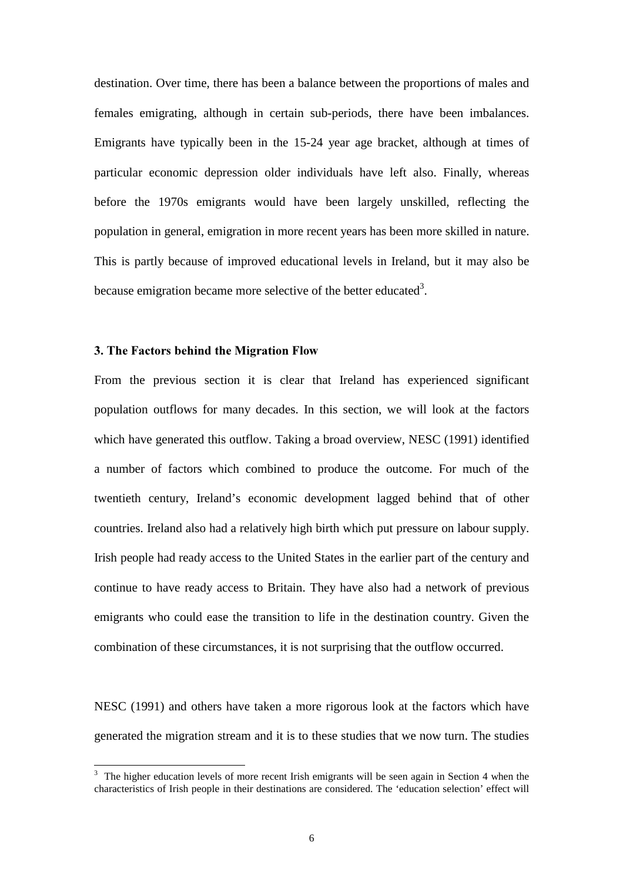destination. Over time, there has been a balance between the proportions of males and females emigrating, although in certain sub-periods, there have been imbalances. Emigrants have typically been in the 15-24 year age bracket, although at times of particular economic depression older individuals have left also. Finally, whereas before the 1970s emigrants would have been largely unskilled, reflecting the population in general, emigration in more recent years has been more skilled in nature. This is partly because of improved educational levels in Ireland, but it may also be because emigration became more selective of the better educated[3].

### 3. The Factors behind the Migration Flow

From the previous section it is clear that Ireland has experienced significant population outflows for many decades. In this section, we will look at the factors which have generated this outflow. Taking a broad overview, NESC (1991) identified a number of factors which combined to produce the outcome. For much of the twentieth century, Ireland's economic development lagged behind that of other countries. Ireland also had a relatively high birth which put pressure on labour supply. Irish people had ready access to the United States in the earlier part of the century and continue to have ready access to Britain. They have also had a network of previous emigrants who could ease the transition to life in the destination country. Given the combination of these circumstances, it is not surprising that the outflow occurred.

NESC (1991) and others have taken a more rigorous look at the factors which have generated the migration stream and it is to these studies that we now turn. The studies

---

[3] The higher education levels of more recent Irish emigrants will be seen again in Section 4 when the characteristics of Irish people in their destinations are considered. The 'education selection' effect will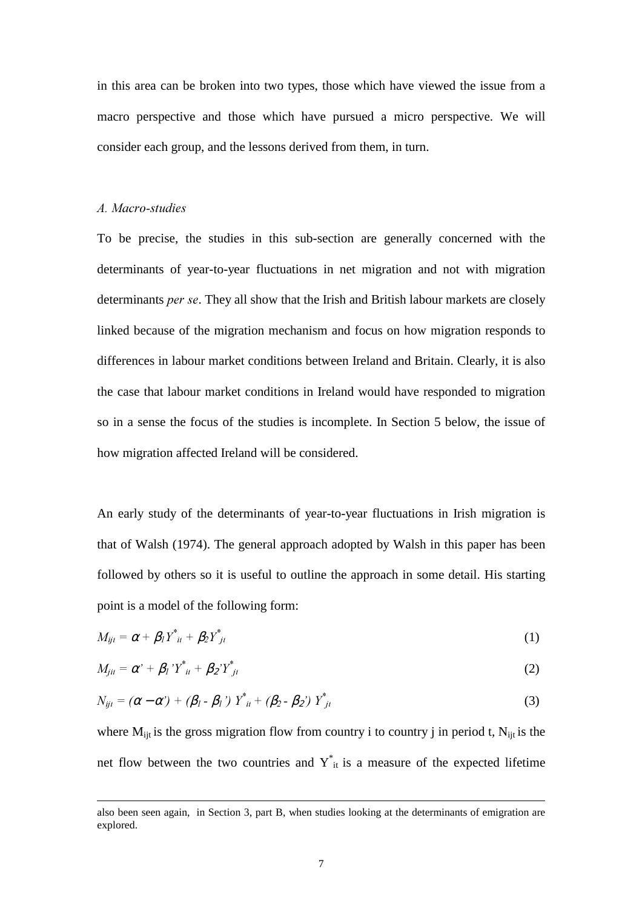in this area can be broken into two types, those which have viewed the issue from a macro perspective and those which have pursued a micro perspective. We will consider each group, and the lessons derived from them, in turn.

### *A. Macro-studies*

To be precise, the studies in this sub-section are generally concerned with the determinants of year-to-year fluctuations in net migration and not with migration determinants *per se*. They all show that the Irish and British labour markets are closely linked because of the migration mechanism and focus on how migration responds to differences in labour market conditions between Ireland and Britain. Clearly, it is also the case that labour market conditions in Ireland would have responded to migration so in a sense the focus of the studies is incomplete. In Section 5 below, the issue of how migration affected Ireland will be considered.

An early study of the determinants of year-to-year fluctuations in Irish migration is that of Walsh (1974). The general approach adopted by Walsh in this paper has been followed by others so it is useful to outline the approach in some detail. His starting point is a model of the following form:

$$M_{ijt} = \alpha + \beta_1 Y^*_{it} + \beta_2 Y^*_{jt} \tag{1}$$

$$M_{jit} = \alpha' + \beta_1' Y^*_{it} + \beta_2' Y^*_{jt} \tag{2}$$

$$N_{ijt} = (\alpha - \alpha') + (\beta_1 - \beta_1')\, Y^*_{it} + (\beta_2 - \beta_2')\, Y^*_{jt} \tag{3}$$

where $M_{ijt}$ is the gross migration flow from country i to country j in period t, $N_{ijt}$ is the net flow between the two countries and $Y^*_{it}$ is a measure of the expected lifetime

---

also been seen again, in Section 3, part B, when studies looking at the determinants of emigration are explored.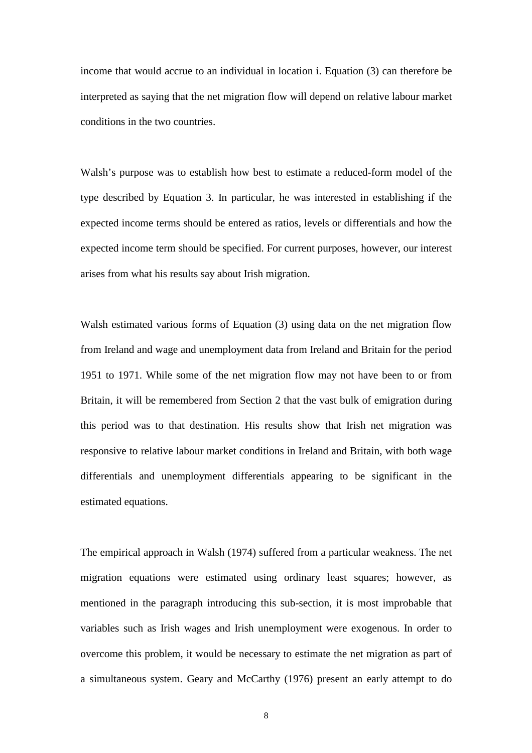income that would accrue to an individual in location i. Equation (3) can therefore be interpreted as saying that the net migration flow will depend on relative labour market conditions in the two countries.

Walsh's purpose was to establish how best to estimate a reduced-form model of the type described by Equation 3. In particular, he was interested in establishing if the expected income terms should be entered as ratios, levels or differentials and how the expected income term should be specified. For current purposes, however, our interest arises from what his results say about Irish migration.

Walsh estimated various forms of Equation (3) using data on the net migration flow from Ireland and wage and unemployment data from Ireland and Britain for the period 1951 to 1971. While some of the net migration flow may not have been to or from Britain, it will be remembered from Section 2 that the vast bulk of emigration during this period was to that destination. His results show that Irish net migration was responsive to relative labour market conditions in Ireland and Britain, with both wage differentials and unemployment differentials appearing to be significant in the estimated equations.

The empirical approach in Walsh (1974) suffered from a particular weakness. The net migration equations were estimated using ordinary least squares; however, as mentioned in the paragraph introducing this sub-section, it is most improbable that variables such as Irish wages and Irish unemployment were exogenous. In order to overcome this problem, it would be necessary to estimate the net migration as part of a simultaneous system. Geary and McCarthy (1976) present an early attempt to do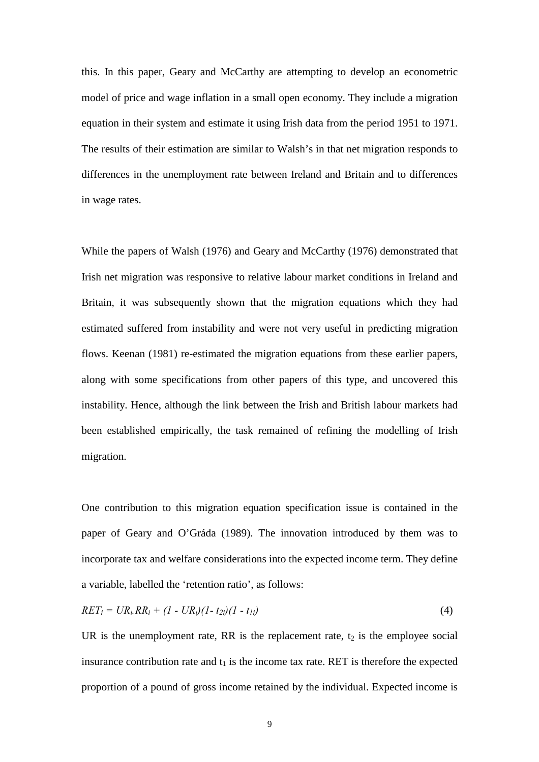this. In this paper, Geary and McCarthy are attempting to develop an econometric model of price and wage inflation in a small open economy. They include a migration equation in their system and estimate it using Irish data from the period 1951 to 1971. The results of their estimation are similar to Walsh's in that net migration responds to differences in the unemployment rate between Ireland and Britain and to differences in wage rates.

While the papers of Walsh (1976) and Geary and McCarthy (1976) demonstrated that Irish net migration was responsive to relative labour market conditions in Ireland and Britain, it was subsequently shown that the migration equations which they had estimated suffered from instability and were not very useful in predicting migration flows. Keenan (1981) re-estimated the migration equations from these earlier papers, along with some specifications from other papers of this type, and uncovered this instability. Hence, although the link between the Irish and British labour markets had been established empirically, the task remained of refining the modelling of Irish migration.

One contribution to this migration equation specification issue is contained in the paper of Geary and O'Gráda (1989). The innovation introduced by them was to incorporate tax and welfare considerations into the expected income term. They define a variable, labelled the 'retention ratio', as follows:

$$RET_i = UR_i . RR_i + (1 - UR_i)(1 - t_{2i})(1 - t_{1i}) \qquad (4)$$

UR is the unemployment rate, RR is the replacement rate, $t_2$ is the employee social insurance contribution rate and $t_1$ is the income tax rate. RET is therefore the expected proportion of a pound of gross income retained by the individual. Expected income is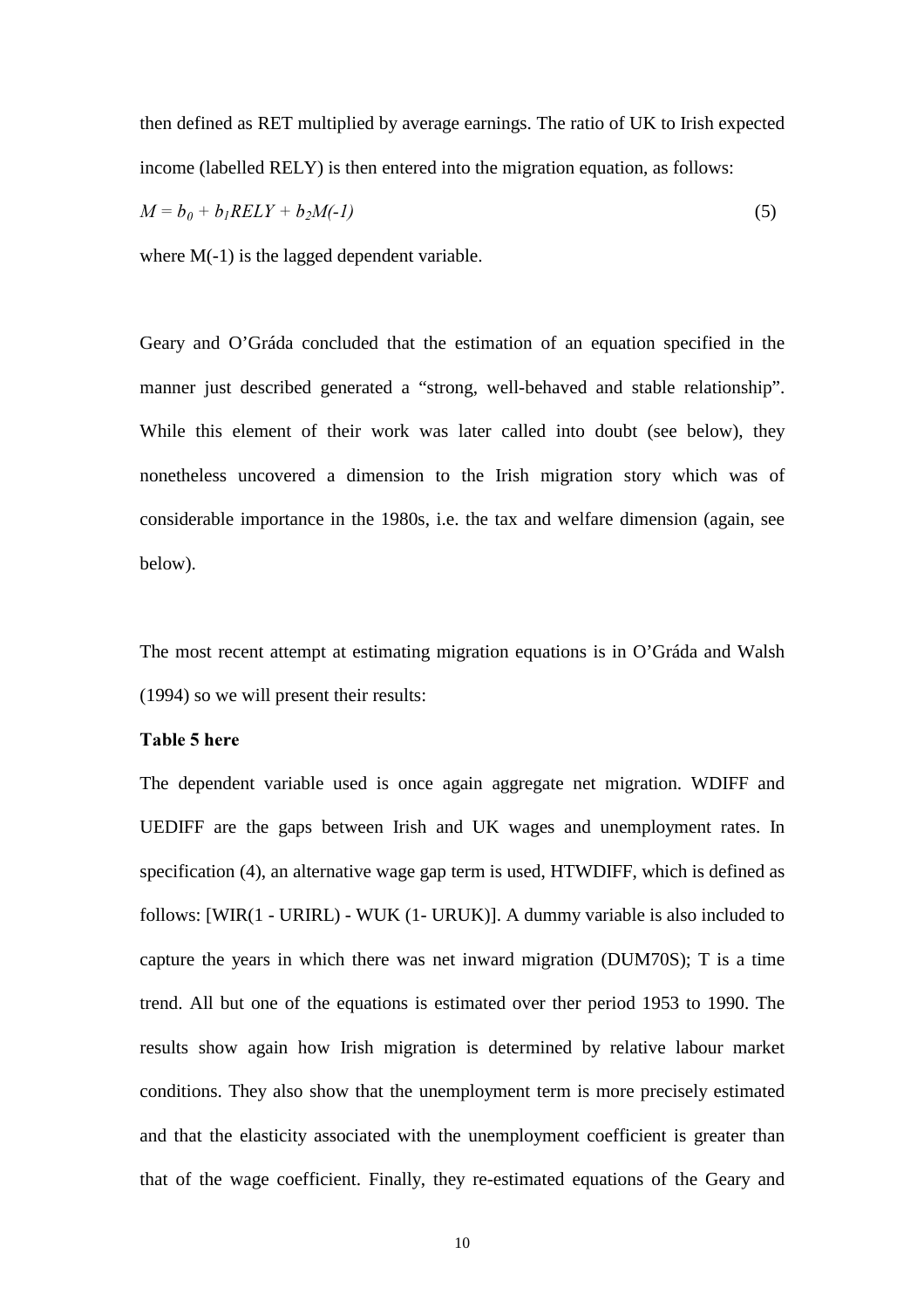then defined as RET multiplied by average earnings. The ratio of UK to Irish expected income (labelled RELY) is then entered into the migration equation, as follows:

$$M = b_0 + b_1 RELY + b_2 M(-1) \tag{5}$$

where M(-1) is the lagged dependent variable.

Geary and O'Gráda concluded that the estimation of an equation specified in the manner just described generated a "strong, well-behaved and stable relationship". While this element of their work was later called into doubt (see below), they nonetheless uncovered a dimension to the Irish migration story which was of considerable importance in the 1980s, i.e. the tax and welfare dimension (again, see below).

The most recent attempt at estimating migration equations is in O'Gráda and Walsh (1994) so we will present their results:

**Table 5 here**

The dependent variable used is once again aggregate net migration. WDIFF and UEDIFF are the gaps between Irish and UK wages and unemployment rates. In specification (4), an alternative wage gap term is used, HTWDIFF, which is defined as follows: [WIR(1 - URIRL) - WUK (1- URUK)]. A dummy variable is also included to capture the years in which there was net inward migration (DUM70S); T is a time trend. All but one of the equations is estimated over ther period 1953 to 1990. The results show again how Irish migration is determined by relative labour market conditions. They also show that the unemployment term is more precisely estimated and that the elasticity associated with the unemployment coefficient is greater than that of the wage coefficient. Finally, they re-estimated equations of the Geary and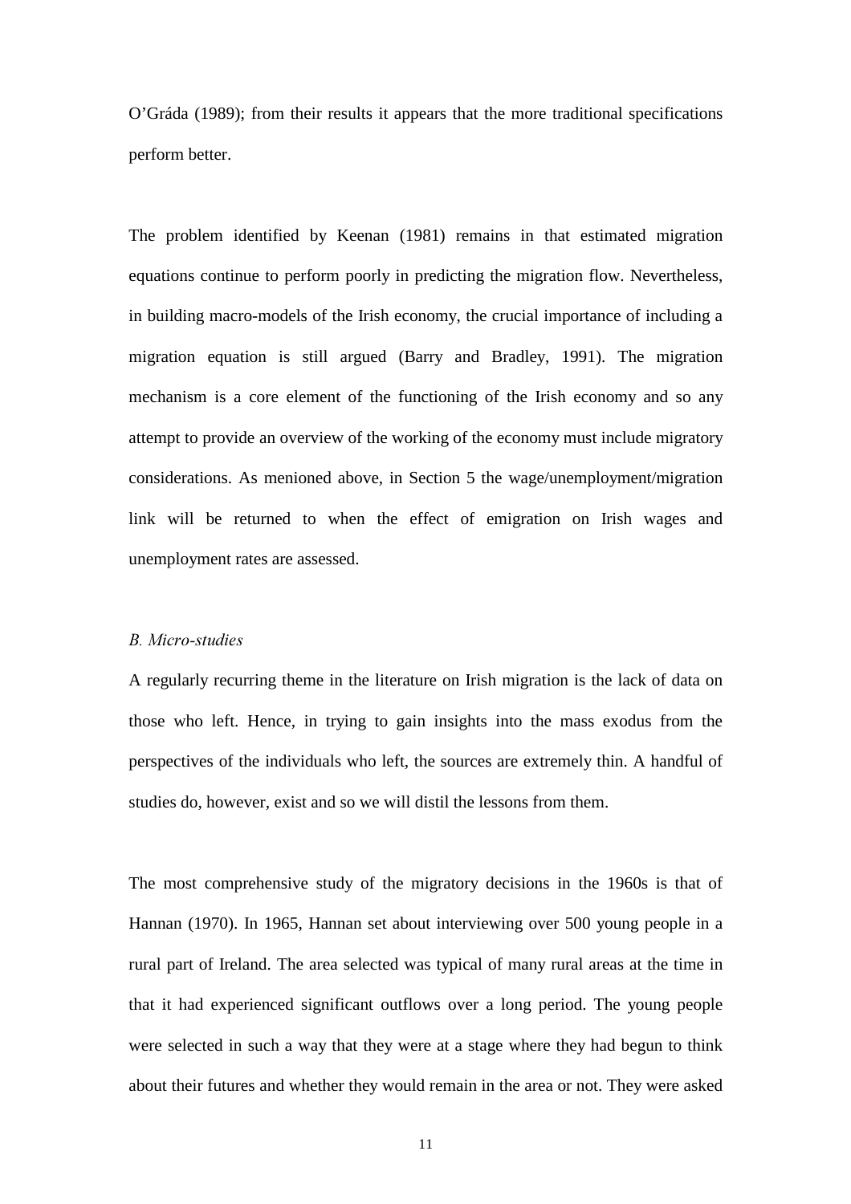O'Gráda (1989); from their results it appears that the more traditional specifications perform better.

The problem identified by Keenan (1981) remains in that estimated migration equations continue to perform poorly in predicting the migration flow. Nevertheless, in building macro-models of the Irish economy, the crucial importance of including a migration equation is still argued (Barry and Bradley, 1991). The migration mechanism is a core element of the functioning of the Irish economy and so any attempt to provide an overview of the working of the economy must include migratory considerations. As menioned above, in Section 5 the wage/unemployment/migration link will be returned to when the effect of emigration on Irish wages and unemployment rates are assessed.

*B. Micro-studies*

A regularly recurring theme in the literature on Irish migration is the lack of data on those who left. Hence, in trying to gain insights into the mass exodus from the perspectives of the individuals who left, the sources are extremely thin. A handful of studies do, however, exist and so we will distil the lessons from them.

The most comprehensive study of the migratory decisions in the 1960s is that of Hannan (1970). In 1965, Hannan set about interviewing over 500 young people in a rural part of Ireland. The area selected was typical of many rural areas at the time in that it had experienced significant outflows over a long period. The young people were selected in such a way that they were at a stage where they had begun to think about their futures and whether they would remain in the area or not. They were asked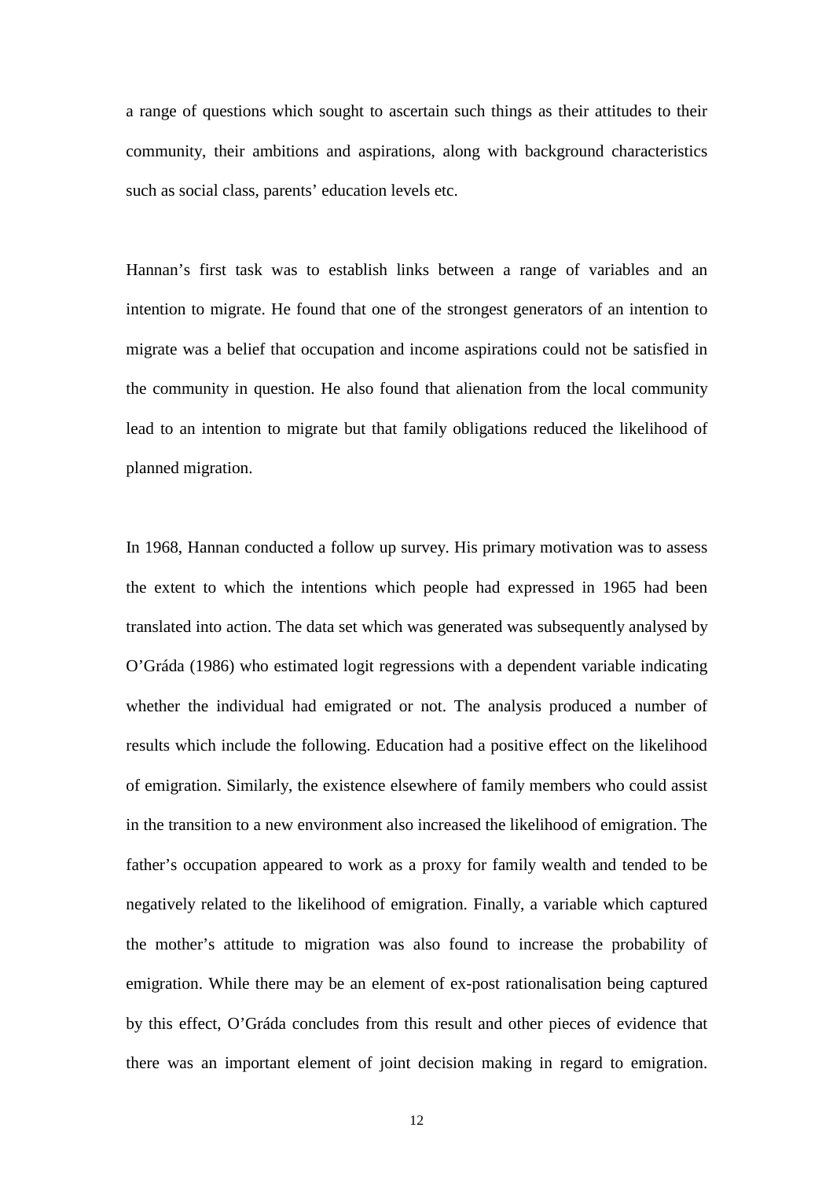a range of questions which sought to ascertain such things as their attitudes to their community, their ambitions and aspirations, along with background characteristics such as social class, parents' education levels etc.

Hannan's first task was to establish links between a range of variables and an intention to migrate. He found that one of the strongest generators of an intention to migrate was a belief that occupation and income aspirations could not be satisfied in the community in question. He also found that alienation from the local community lead to an intention to migrate but that family obligations reduced the likelihood of planned migration.

In 1968, Hannan conducted a follow up survey. His primary motivation was to assess the extent to which the intentions which people had expressed in 1965 had been translated into action. The data set which was generated was subsequently analysed by O'Gráda (1986) who estimated logit regressions with a dependent variable indicating whether the individual had emigrated or not. The analysis produced a number of results which include the following. Education had a positive effect on the likelihood of emigration. Similarly, the existence elsewhere of family members who could assist in the transition to a new environment also increased the likelihood of emigration. The father's occupation appeared to work as a proxy for family wealth and tended to be negatively related to the likelihood of emigration. Finally, a variable which captured the mother's attitude to migration was also found to increase the probability of emigration. While there may be an element of ex-post rationalisation being captured by this effect, O'Gráda concludes from this result and other pieces of evidence that there was an important element of joint decision making in regard to emigration.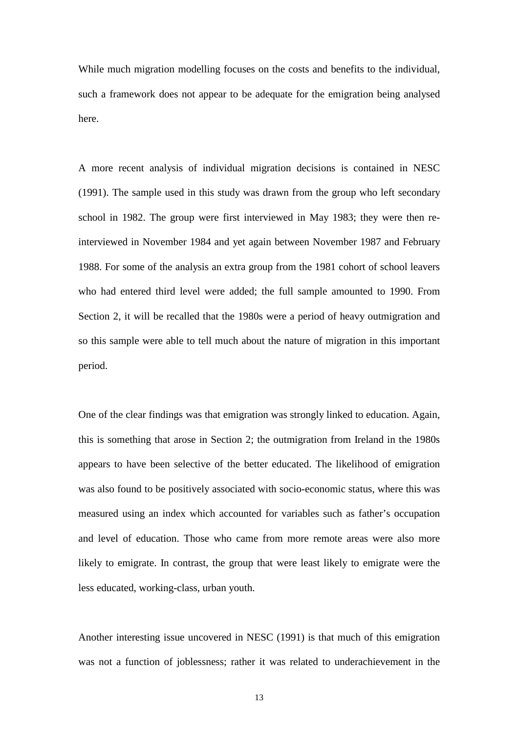While much migration modelling focuses on the costs and benefits to the individual, such a framework does not appear to be adequate for the emigration being analysed here.

A more recent analysis of individual migration decisions is contained in NESC (1991). The sample used in this study was drawn from the group who left secondary school in 1982. The group were first interviewed in May 1983; they were then re-interviewed in November 1984 and yet again between November 1987 and February 1988. For some of the analysis an extra group from the 1981 cohort of school leavers who had entered third level were added; the full sample amounted to 1990. From Section 2, it will be recalled that the 1980s were a period of heavy outmigration and so this sample were able to tell much about the nature of migration in this important period.

One of the clear findings was that emigration was strongly linked to education. Again, this is something that arose in Section 2; the outmigration from Ireland in the 1980s appears to have been selective of the better educated. The likelihood of emigration was also found to be positively associated with socio-economic status, where this was measured using an index which accounted for variables such as father's occupation and level of education. Those who came from more remote areas were also more likely to emigrate. In contrast, the group that were least likely to emigrate were the less educated, working-class, urban youth.

Another interesting issue uncovered in NESC (1991) is that much of this emigration was not a function of joblessness; rather it was related to underachievement in the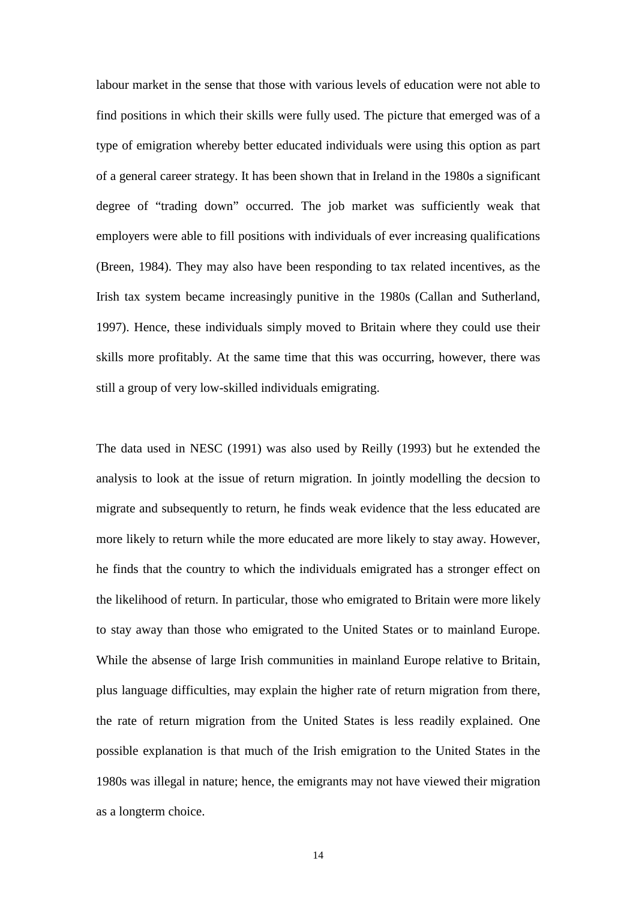labour market in the sense that those with various levels of education were not able to find positions in which their skills were fully used. The picture that emerged was of a type of emigration whereby better educated individuals were using this option as part of a general career strategy. It has been shown that in Ireland in the 1980s a significant degree of "trading down" occurred. The job market was sufficiently weak that employers were able to fill positions with individuals of ever increasing qualifications (Breen, 1984). They may also have been responding to tax related incentives, as the Irish tax system became increasingly punitive in the 1980s (Callan and Sutherland, 1997). Hence, these individuals simply moved to Britain where they could use their skills more profitably. At the same time that this was occurring, however, there was still a group of very low-skilled individuals emigrating.

The data used in NESC (1991) was also used by Reilly (1993) but he extended the analysis to look at the issue of return migration. In jointly modelling the decsion to migrate and subsequently to return, he finds weak evidence that the less educated are more likely to return while the more educated are more likely to stay away. However, he finds that the country to which the individuals emigrated has a stronger effect on the likelihood of return. In particular, those who emigrated to Britain were more likely to stay away than those who emigrated to the United States or to mainland Europe. While the absense of large Irish communities in mainland Europe relative to Britain, plus language difficulties, may explain the higher rate of return migration from there, the rate of return migration from the United States is less readily explained. One possible explanation is that much of the Irish emigration to the United States in the 1980s was illegal in nature; hence, the emigrants may not have viewed their migration as a longterm choice.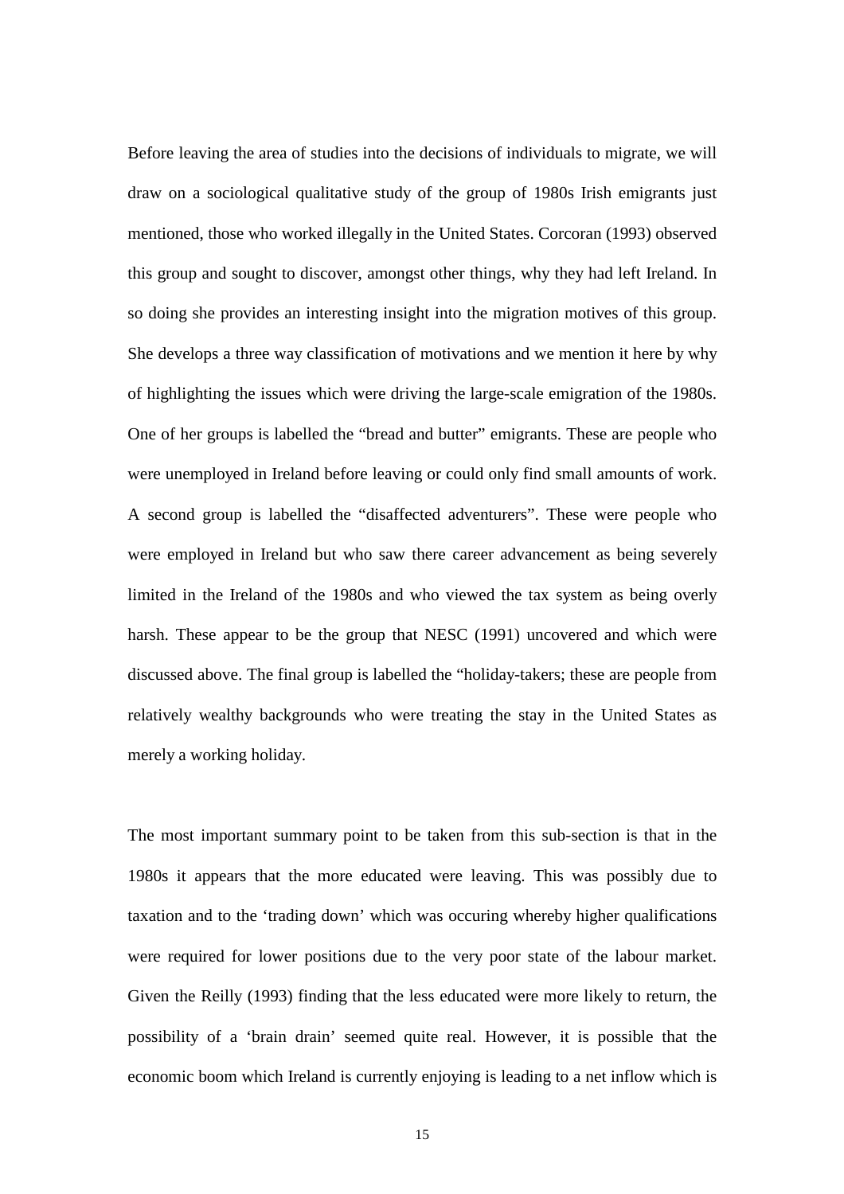Before leaving the area of studies into the decisions of individuals to migrate, we will draw on a sociological qualitative study of the group of 1980s Irish emigrants just mentioned, those who worked illegally in the United States. Corcoran (1993) observed this group and sought to discover, amongst other things, why they had left Ireland. In so doing she provides an interesting insight into the migration motives of this group. She develops a three way classification of motivations and we mention it here by why of highlighting the issues which were driving the large-scale emigration of the 1980s. One of her groups is labelled the "bread and butter" emigrants. These are people who were unemployed in Ireland before leaving or could only find small amounts of work. A second group is labelled the "disaffected adventurers". These were people who were employed in Ireland but who saw there career advancement as being severely limited in the Ireland of the 1980s and who viewed the tax system as being overly harsh. These appear to be the group that NESC (1991) uncovered and which were discussed above. The final group is labelled the "holiday-takers; these are people from relatively wealthy backgrounds who were treating the stay in the United States as merely a working holiday.

The most important summary point to be taken from this sub-section is that in the 1980s it appears that the more educated were leaving. This was possibly due to taxation and to the 'trading down' which was occuring whereby higher qualifications were required for lower positions due to the very poor state of the labour market. Given the Reilly (1993) finding that the less educated were more likely to return, the possibility of a 'brain drain' seemed quite real. However, it is possible that the economic boom which Ireland is currently enjoying is leading to a net inflow which is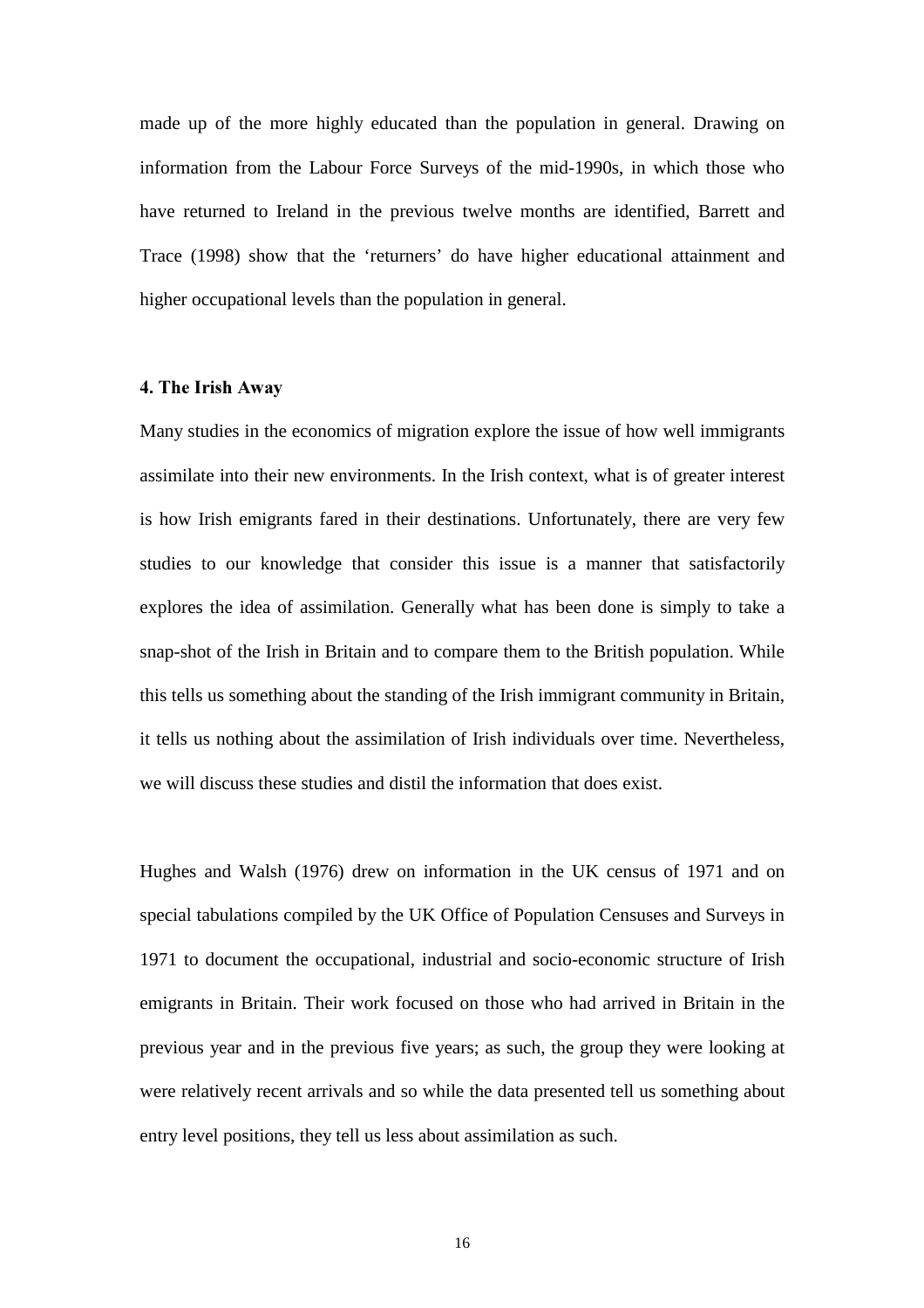made up of the more highly educated than the population in general. Drawing on information from the Labour Force Surveys of the mid-1990s, in which those who have returned to Ireland in the previous twelve months are identified, Barrett and Trace (1998) show that the 'returners' do have higher educational attainment and higher occupational levels than the population in general.

## 4. The Irish Away

Many studies in the economics of migration explore the issue of how well immigrants assimilate into their new environments. In the Irish context, what is of greater interest is how Irish emigrants fared in their destinations. Unfortunately, there are very few studies to our knowledge that consider this issue is a manner that satisfactorily explores the idea of assimilation. Generally what has been done is simply to take a snap-shot of the Irish in Britain and to compare them to the British population. While this tells us something about the standing of the Irish immigrant community in Britain, it tells us nothing about the assimilation of Irish individuals over time. Nevertheless, we will discuss these studies and distil the information that does exist.

Hughes and Walsh (1976) drew on information in the UK census of 1971 and on special tabulations compiled by the UK Office of Population Censuses and Surveys in 1971 to document the occupational, industrial and socio-economic structure of Irish emigrants in Britain. Their work focused on those who had arrived in Britain in the previous year and in the previous five years; as such, the group they were looking at were relatively recent arrivals and so while the data presented tell us something about entry level positions, they tell us less about assimilation as such.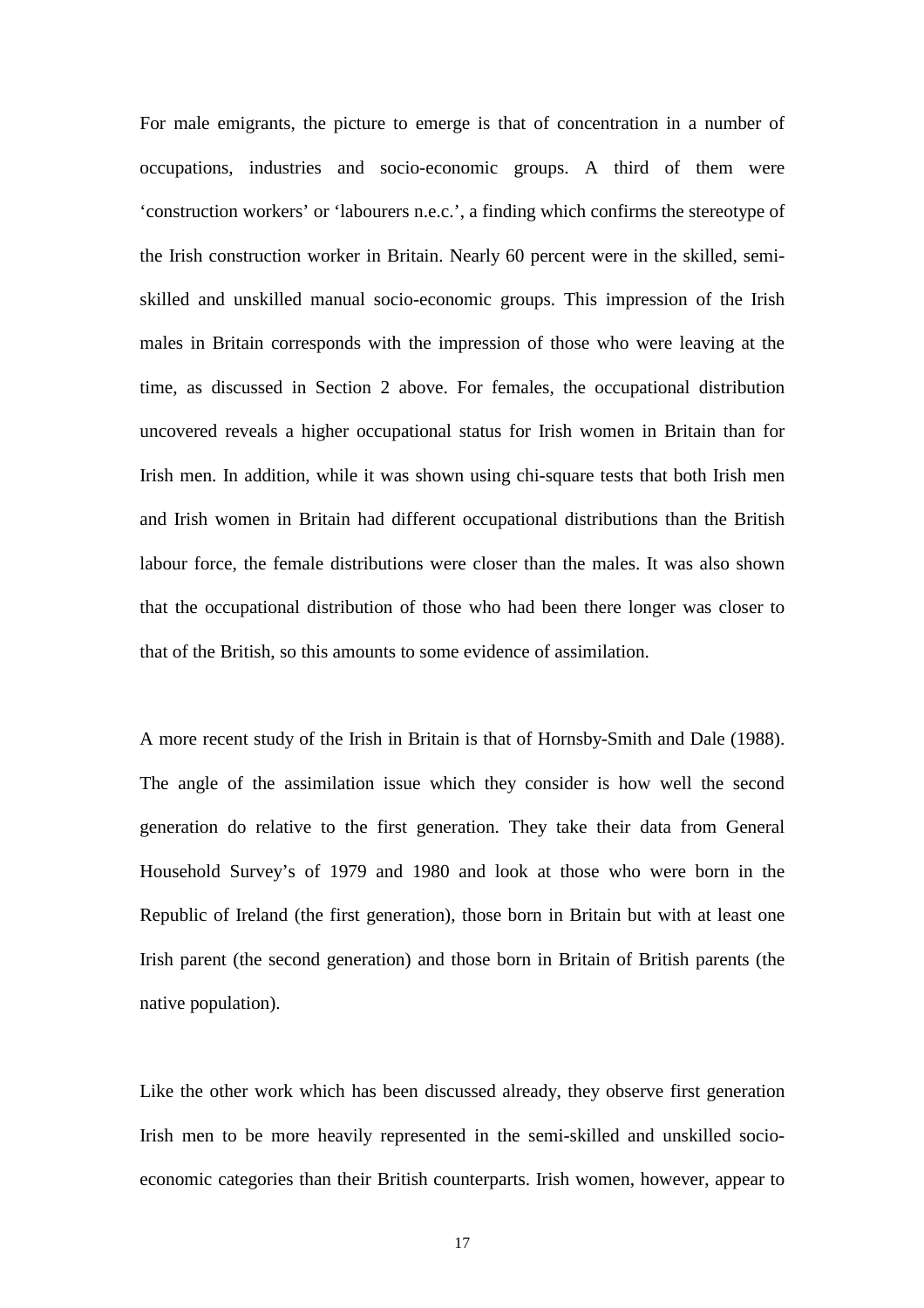For male emigrants, the picture to emerge is that of concentration in a number of occupations, industries and socio-economic groups. A third of them were 'construction workers' or 'labourers n.e.c.', a finding which confirms the stereotype of the Irish construction worker in Britain. Nearly 60 percent were in the skilled, semi-skilled and unskilled manual socio-economic groups. This impression of the Irish males in Britain corresponds with the impression of those who were leaving at the time, as discussed in Section 2 above. For females, the occupational distribution uncovered reveals a higher occupational status for Irish women in Britain than for Irish men. In addition, while it was shown using chi-square tests that both Irish men and Irish women in Britain had different occupational distributions than the British labour force, the female distributions were closer than the males. It was also shown that the occupational distribution of those who had been there longer was closer to that of the British, so this amounts to some evidence of assimilation.

A more recent study of the Irish in Britain is that of Hornsby-Smith and Dale (1988). The angle of the assimilation issue which they consider is how well the second generation do relative to the first generation. They take their data from General Household Survey's of 1979 and 1980 and look at those who were born in the Republic of Ireland (the first generation), those born in Britain but with at least one Irish parent (the second generation) and those born in Britain of British parents (the native population).

Like the other work which has been discussed already, they observe first generation Irish men to be more heavily represented in the semi-skilled and unskilled socio-economic categories than their British counterparts. Irish women, however, appear to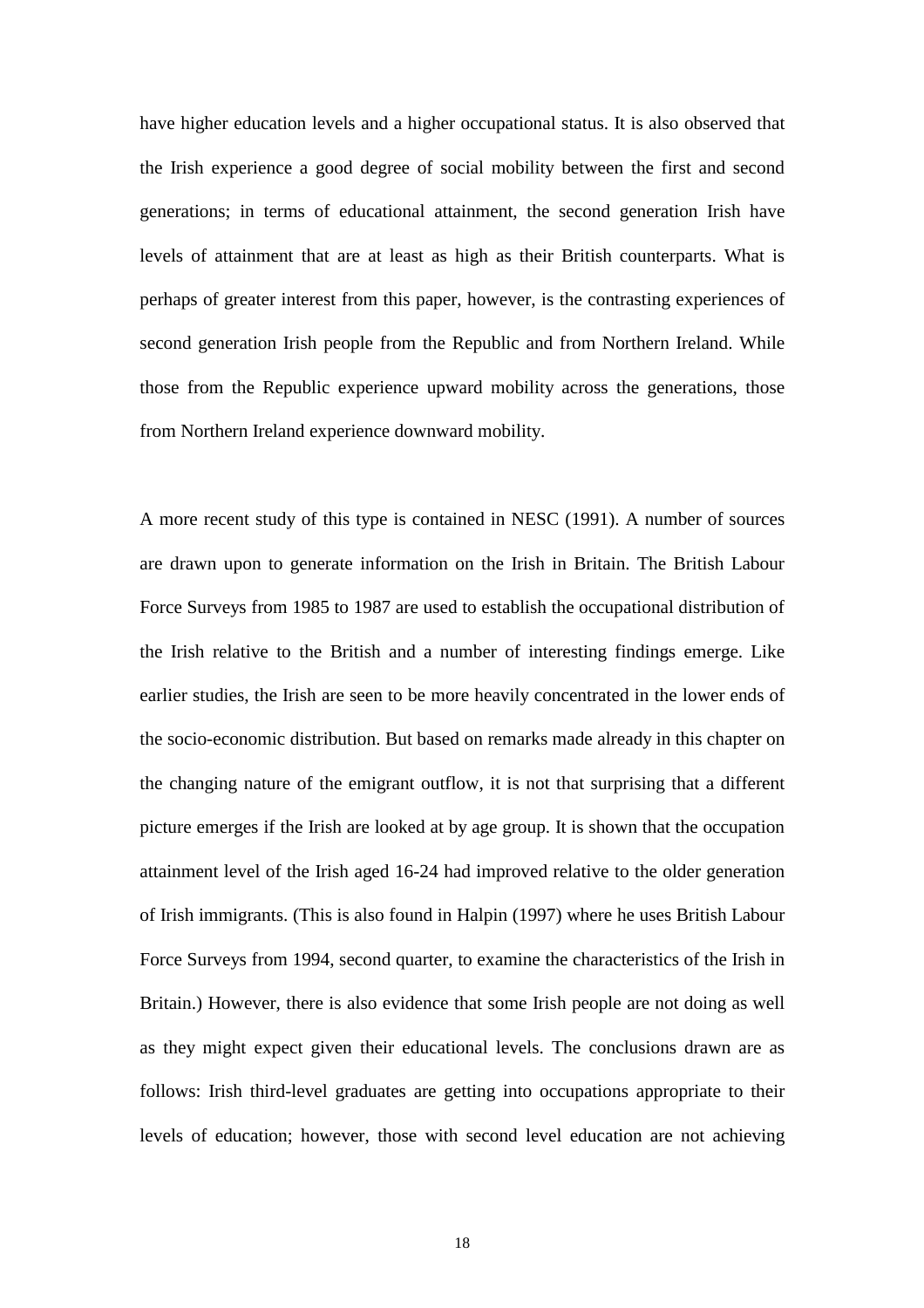have higher education levels and a higher occupational status. It is also observed that the Irish experience a good degree of social mobility between the first and second generations; in terms of educational attainment, the second generation Irish have levels of attainment that are at least as high as their British counterparts. What is perhaps of greater interest from this paper, however, is the contrasting experiences of second generation Irish people from the Republic and from Northern Ireland. While those from the Republic experience upward mobility across the generations, those from Northern Ireland experience downward mobility.

A more recent study of this type is contained in NESC (1991). A number of sources are drawn upon to generate information on the Irish in Britain. The British Labour Force Surveys from 1985 to 1987 are used to establish the occupational distribution of the Irish relative to the British and a number of interesting findings emerge. Like earlier studies, the Irish are seen to be more heavily concentrated in the lower ends of the socio-economic distribution. But based on remarks made already in this chapter on the changing nature of the emigrant outflow, it is not that surprising that a different picture emerges if the Irish are looked at by age group. It is shown that the occupation attainment level of the Irish aged 16-24 had improved relative to the older generation of Irish immigrants. (This is also found in Halpin (1997) where he uses British Labour Force Surveys from 1994, second quarter, to examine the characteristics of the Irish in Britain.) However, there is also evidence that some Irish people are not doing as well as they might expect given their educational levels. The conclusions drawn are as follows: Irish third-level graduates are getting into occupations appropriate to their levels of education; however, those with second level education are not achieving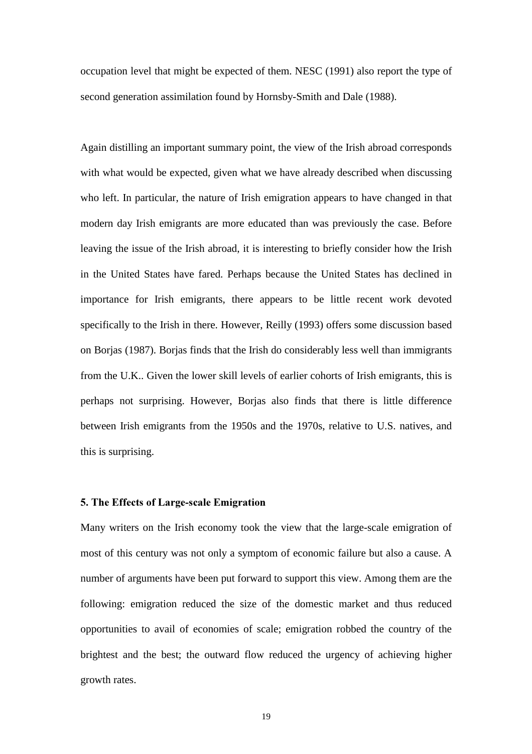occupation level that might be expected of them. NESC (1991) also report the type of second generation assimilation found by Hornsby-Smith and Dale (1988).

Again distilling an important summary point, the view of the Irish abroad corresponds with what would be expected, given what we have already described when discussing who left. In particular, the nature of Irish emigration appears to have changed in that modern day Irish emigrants are more educated than was previously the case. Before leaving the issue of the Irish abroad, it is interesting to briefly consider how the Irish in the United States have fared. Perhaps because the United States has declined in importance for Irish emigrants, there appears to be little recent work devoted specifically to the Irish in there. However, Reilly (1993) offers some discussion based on Borjas (1987). Borjas finds that the Irish do considerably less well than immigrants from the U.K.. Given the lower skill levels of earlier cohorts of Irish emigrants, this is perhaps not surprising. However, Borjas also finds that there is little difference between Irish emigrants from the 1950s and the 1970s, relative to U.S. natives, and this is surprising.

## 5. The Effects of Large-scale Emigration

Many writers on the Irish economy took the view that the large-scale emigration of most of this century was not only a symptom of economic failure but also a cause. A number of arguments have been put forward to support this view. Among them are the following: emigration reduced the size of the domestic market and thus reduced opportunities to avail of economies of scale; emigration robbed the country of the brightest and the best; the outward flow reduced the urgency of achieving higher growth rates.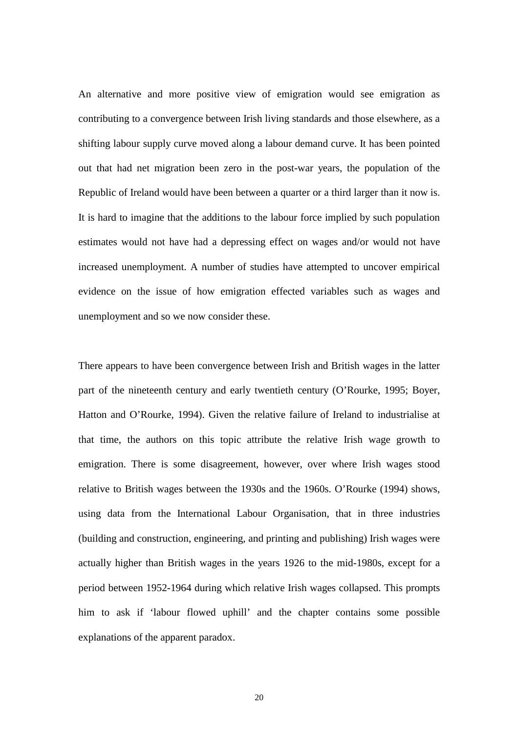An alternative and more positive view of emigration would see emigration as contributing to a convergence between Irish living standards and those elsewhere, as a shifting labour supply curve moved along a labour demand curve. It has been pointed out that had net migration been zero in the post-war years, the population of the Republic of Ireland would have been between a quarter or a third larger than it now is. It is hard to imagine that the additions to the labour force implied by such population estimates would not have had a depressing effect on wages and/or would not have increased unemployment. A number of studies have attempted to uncover empirical evidence on the issue of how emigration effected variables such as wages and unemployment and so we now consider these.

There appears to have been convergence between Irish and British wages in the latter part of the nineteenth century and early twentieth century (O'Rourke, 1995; Boyer, Hatton and O'Rourke, 1994). Given the relative failure of Ireland to industrialise at that time, the authors on this topic attribute the relative Irish wage growth to emigration. There is some disagreement, however, over where Irish wages stood relative to British wages between the 1930s and the 1960s. O'Rourke (1994) shows, using data from the International Labour Organisation, that in three industries (building and construction, engineering, and printing and publishing) Irish wages were actually higher than British wages in the years 1926 to the mid-1980s, except for a period between 1952-1964 during which relative Irish wages collapsed. This prompts him to ask if 'labour flowed uphill' and the chapter contains some possible explanations of the apparent paradox.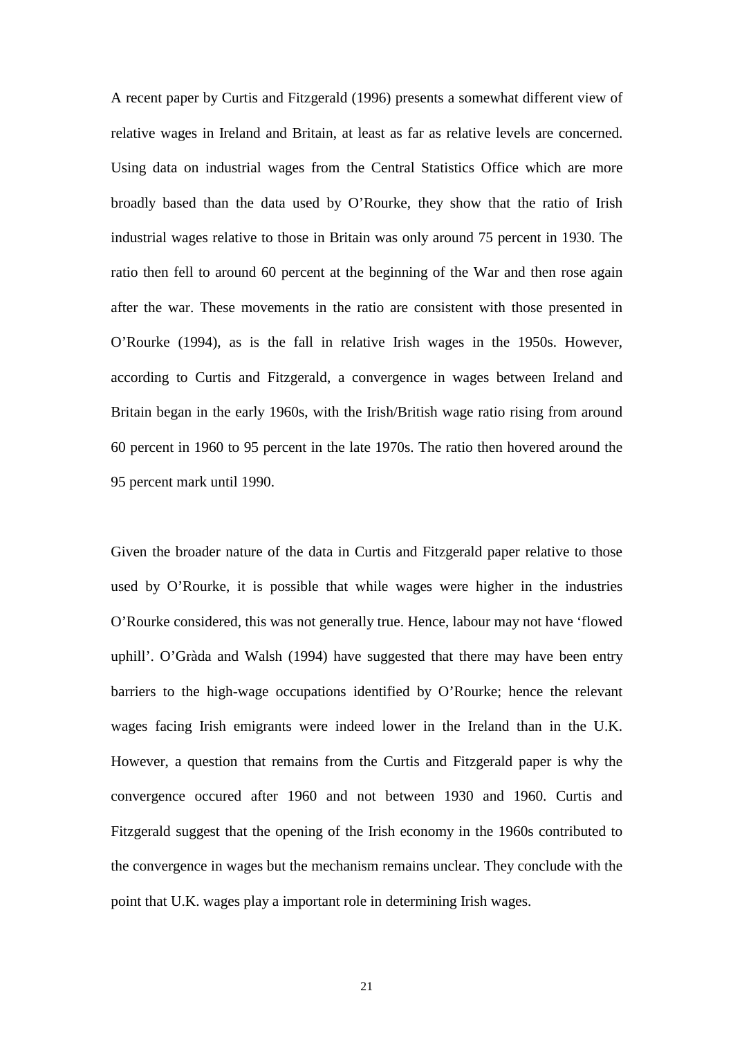A recent paper by Curtis and Fitzgerald (1996) presents a somewhat different view of relative wages in Ireland and Britain, at least as far as relative levels are concerned. Using data on industrial wages from the Central Statistics Office which are more broadly based than the data used by O'Rourke, they show that the ratio of Irish industrial wages relative to those in Britain was only around 75 percent in 1930. The ratio then fell to around 60 percent at the beginning of the War and then rose again after the war. These movements in the ratio are consistent with those presented in O'Rourke (1994), as is the fall in relative Irish wages in the 1950s. However, according to Curtis and Fitzgerald, a convergence in wages between Ireland and Britain began in the early 1960s, with the Irish/British wage ratio rising from around 60 percent in 1960 to 95 percent in the late 1970s. The ratio then hovered around the 95 percent mark until 1990.

Given the broader nature of the data in Curtis and Fitzgerald paper relative to those used by O'Rourke, it is possible that while wages were higher in the industries O'Rourke considered, this was not generally true. Hence, labour may not have 'flowed uphill'. O'Gràda and Walsh (1994) have suggested that there may have been entry barriers to the high-wage occupations identified by O'Rourke; hence the relevant wages facing Irish emigrants were indeed lower in the Ireland than in the U.K. However, a question that remains from the Curtis and Fitzgerald paper is why the convergence occured after 1960 and not between 1930 and 1960. Curtis and Fitzgerald suggest that the opening of the Irish economy in the 1960s contributed to the convergence in wages but the mechanism remains unclear. They conclude with the point that U.K. wages play a important role in determining Irish wages.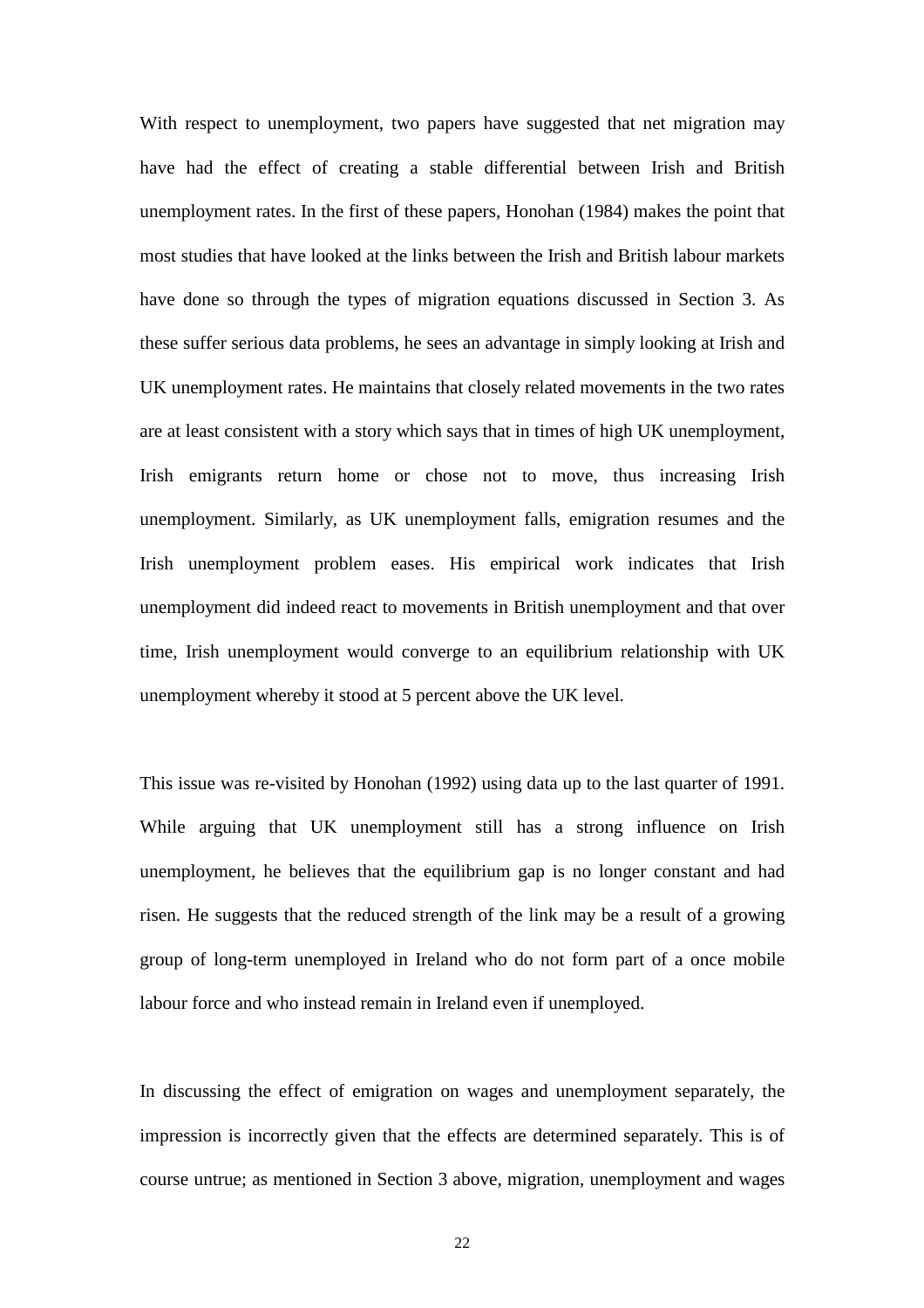With respect to unemployment, two papers have suggested that net migration may have had the effect of creating a stable differential between Irish and British unemployment rates. In the first of these papers, Honohan (1984) makes the point that most studies that have looked at the links between the Irish and British labour markets have done so through the types of migration equations discussed in Section 3. As these suffer serious data problems, he sees an advantage in simply looking at Irish and UK unemployment rates. He maintains that closely related movements in the two rates are at least consistent with a story which says that in times of high UK unemployment, Irish emigrants return home or chose not to move, thus increasing Irish unemployment. Similarly, as UK unemployment falls, emigration resumes and the Irish unemployment problem eases. His empirical work indicates that Irish unemployment did indeed react to movements in British unemployment and that over time, Irish unemployment would converge to an equilibrium relationship with UK unemployment whereby it stood at 5 percent above the UK level.

This issue was re-visited by Honohan (1992) using data up to the last quarter of 1991. While arguing that UK unemployment still has a strong influence on Irish unemployment, he believes that the equilibrium gap is no longer constant and had risen. He suggests that the reduced strength of the link may be a result of a growing group of long-term unemployed in Ireland who do not form part of a once mobile labour force and who instead remain in Ireland even if unemployed.

In discussing the effect of emigration on wages and unemployment separately, the impression is incorrectly given that the effects are determined separately. This is of course untrue; as mentioned in Section 3 above, migration, unemployment and wages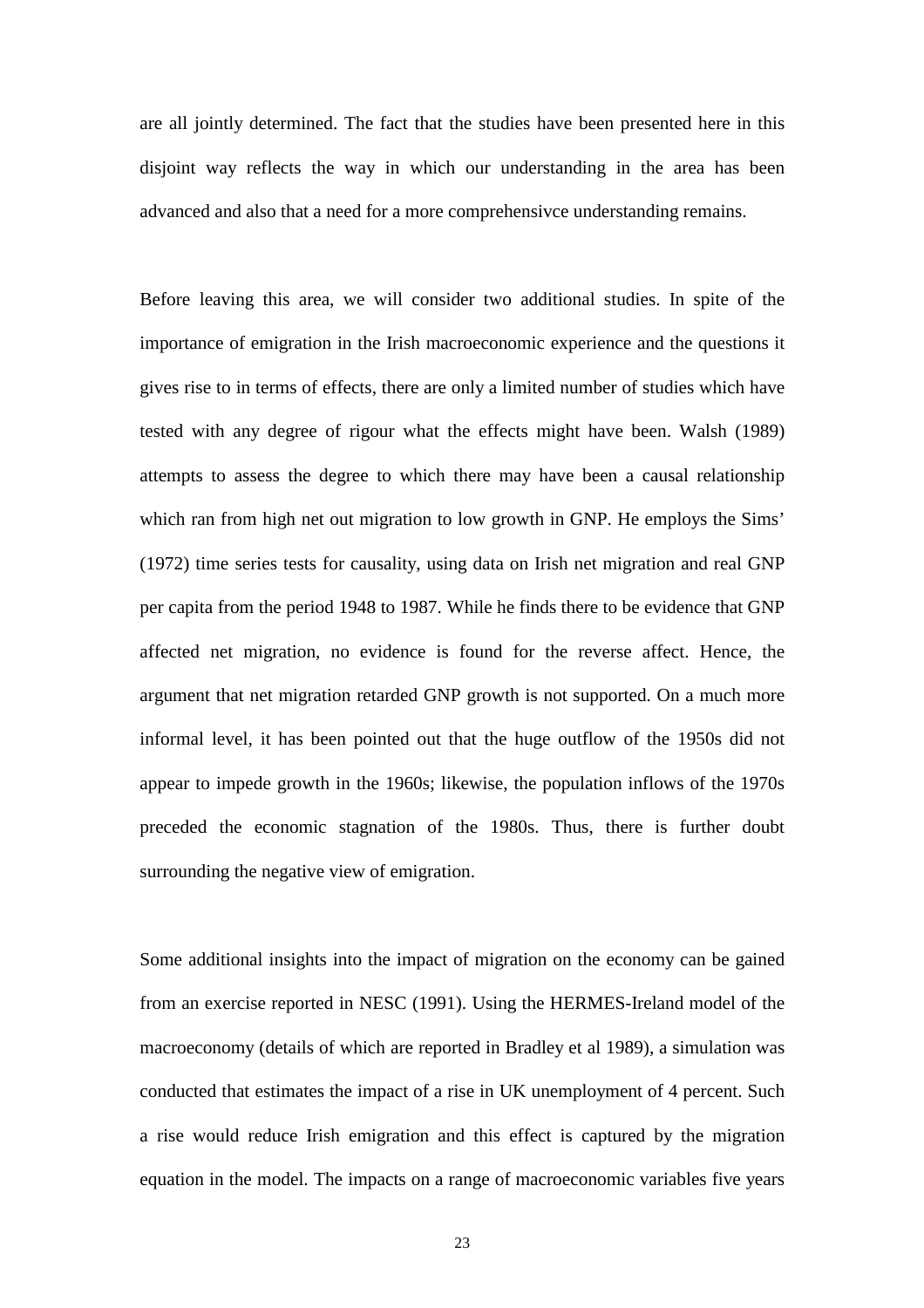are all jointly determined. The fact that the studies have been presented here in this disjoint way reflects the way in which our understanding in the area has been advanced and also that a need for a more comprehensivce understanding remains.

Before leaving this area, we will consider two additional studies. In spite of the importance of emigration in the Irish macroeconomic experience and the questions it gives rise to in terms of effects, there are only a limited number of studies which have tested with any degree of rigour what the effects might have been. Walsh (1989) attempts to assess the degree to which there may have been a causal relationship which ran from high net out migration to low growth in GNP. He employs the Sims' (1972) time series tests for causality, using data on Irish net migration and real GNP per capita from the period 1948 to 1987. While he finds there to be evidence that GNP affected net migration, no evidence is found for the reverse affect. Hence, the argument that net migration retarded GNP growth is not supported. On a much more informal level, it has been pointed out that the huge outflow of the 1950s did not appear to impede growth in the 1960s; likewise, the population inflows of the 1970s preceded the economic stagnation of the 1980s. Thus, there is further doubt surrounding the negative view of emigration.

Some additional insights into the impact of migration on the economy can be gained from an exercise reported in NESC (1991). Using the HERMES-Ireland model of the macroeconomy (details of which are reported in Bradley et al 1989), a simulation was conducted that estimates the impact of a rise in UK unemployment of 4 percent. Such a rise would reduce Irish emigration and this effect is captured by the migration equation in the model. The impacts on a range of macroeconomic variables five years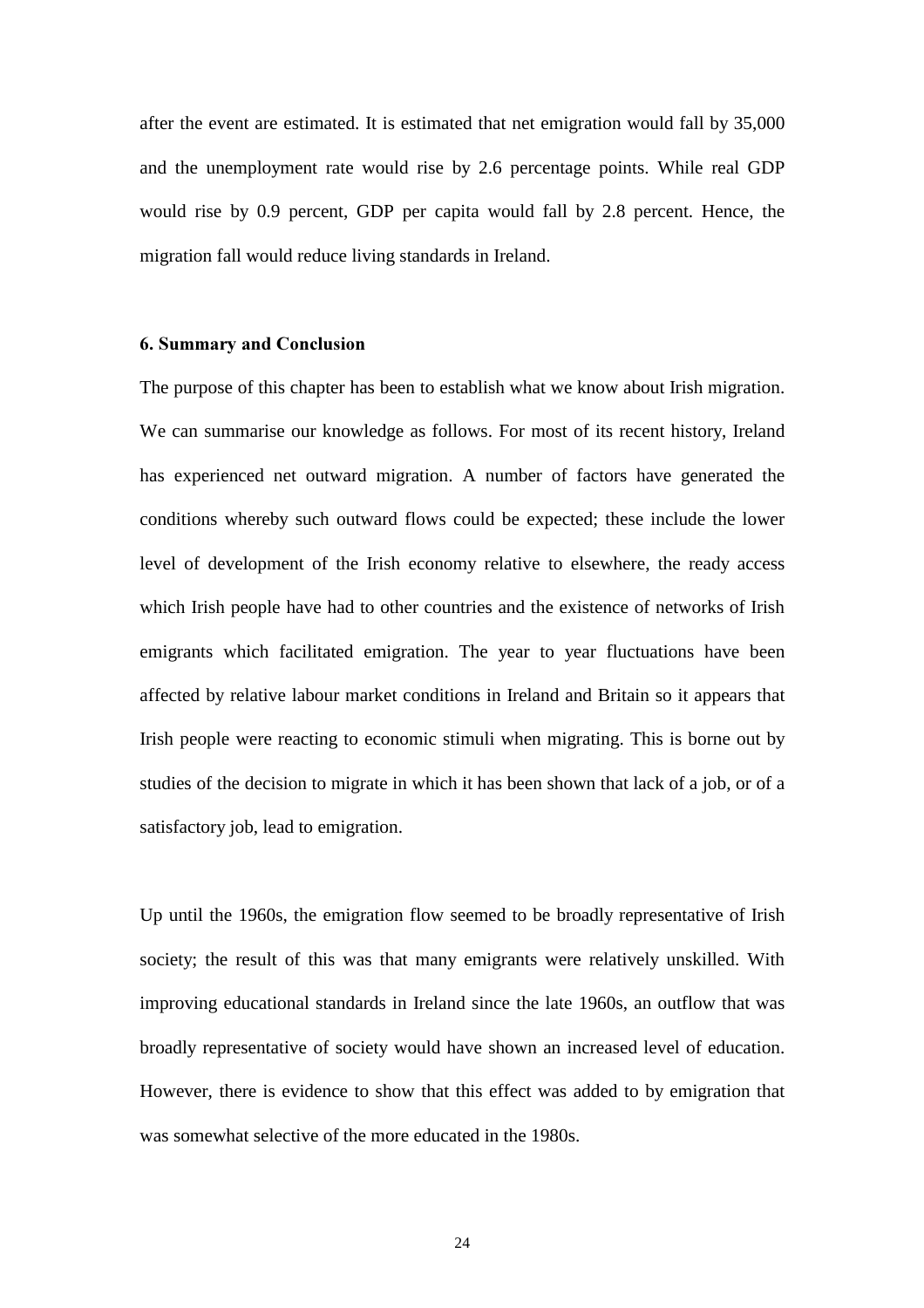after the event are estimated. It is estimated that net emigration would fall by 35,000 and the unemployment rate would rise by 2.6 percentage points. While real GDP would rise by 0.9 percent, GDP per capita would fall by 2.8 percent. Hence, the migration fall would reduce living standards in Ireland.

### 6. Summary and Conclusion

The purpose of this chapter has been to establish what we know about Irish migration. We can summarise our knowledge as follows. For most of its recent history, Ireland has experienced net outward migration. A number of factors have generated the conditions whereby such outward flows could be expected; these include the lower level of development of the Irish economy relative to elsewhere, the ready access which Irish people have had to other countries and the existence of networks of Irish emigrants which facilitated emigration. The year to year fluctuations have been affected by relative labour market conditions in Ireland and Britain so it appears that Irish people were reacting to economic stimuli when migrating. This is borne out by studies of the decision to migrate in which it has been shown that lack of a job, or of a satisfactory job, lead to emigration.

Up until the 1960s, the emigration flow seemed to be broadly representative of Irish society; the result of this was that many emigrants were relatively unskilled. With improving educational standards in Ireland since the late 1960s, an outflow that was broadly representative of society would have shown an increased level of education. However, there is evidence to show that this effect was added to by emigration that was somewhat selective of the more educated in the 1980s.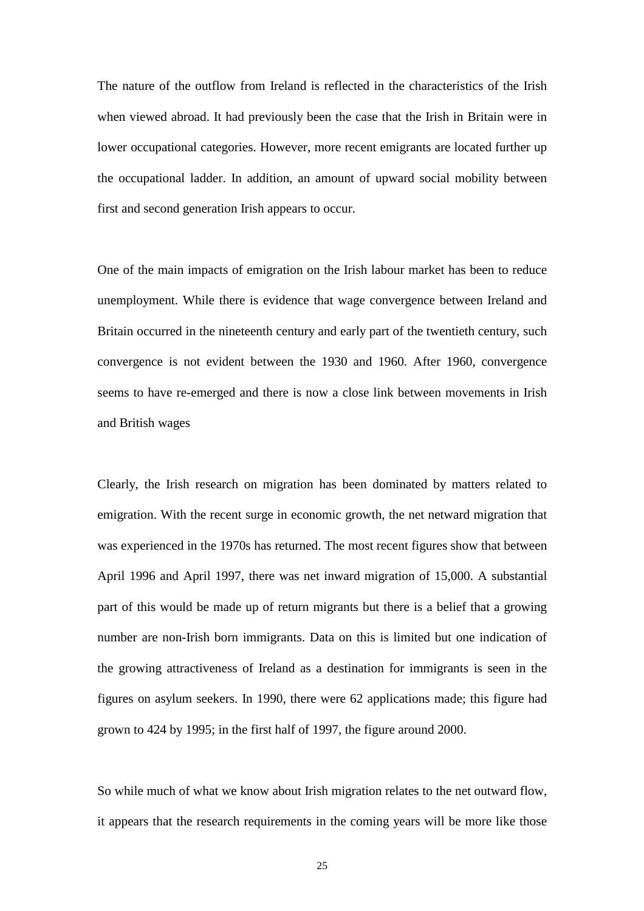The nature of the outflow from Ireland is reflected in the characteristics of the Irish when viewed abroad. It had previously been the case that the Irish in Britain were in lower occupational categories. However, more recent emigrants are located further up the occupational ladder. In addition, an amount of upward social mobility between first and second generation Irish appears to occur.

One of the main impacts of emigration on the Irish labour market has been to reduce unemployment. While there is evidence that wage convergence between Ireland and Britain occurred in the nineteenth century and early part of the twentieth century, such convergence is not evident between the 1930 and 1960. After 1960, convergence seems to have re-emerged and there is now a close link between movements in Irish and British wages

Clearly, the Irish research on migration has been dominated by matters related to emigration. With the recent surge in economic growth, the net netward migration that was experienced in the 1970s has returned. The most recent figures show that between April 1996 and April 1997, there was net inward migration of 15,000. A substantial part of this would be made up of return migrants but there is a belief that a growing number are non-Irish born immigrants. Data on this is limited but one indication of the growing attractiveness of Ireland as a destination for immigrants is seen in the figures on asylum seekers. In 1990, there were 62 applications made; this figure had grown to 424 by 1995; in the first half of 1997, the figure around 2000.

So while much of what we know about Irish migration relates to the net outward flow, it appears that the research requirements in the coming years will be more like those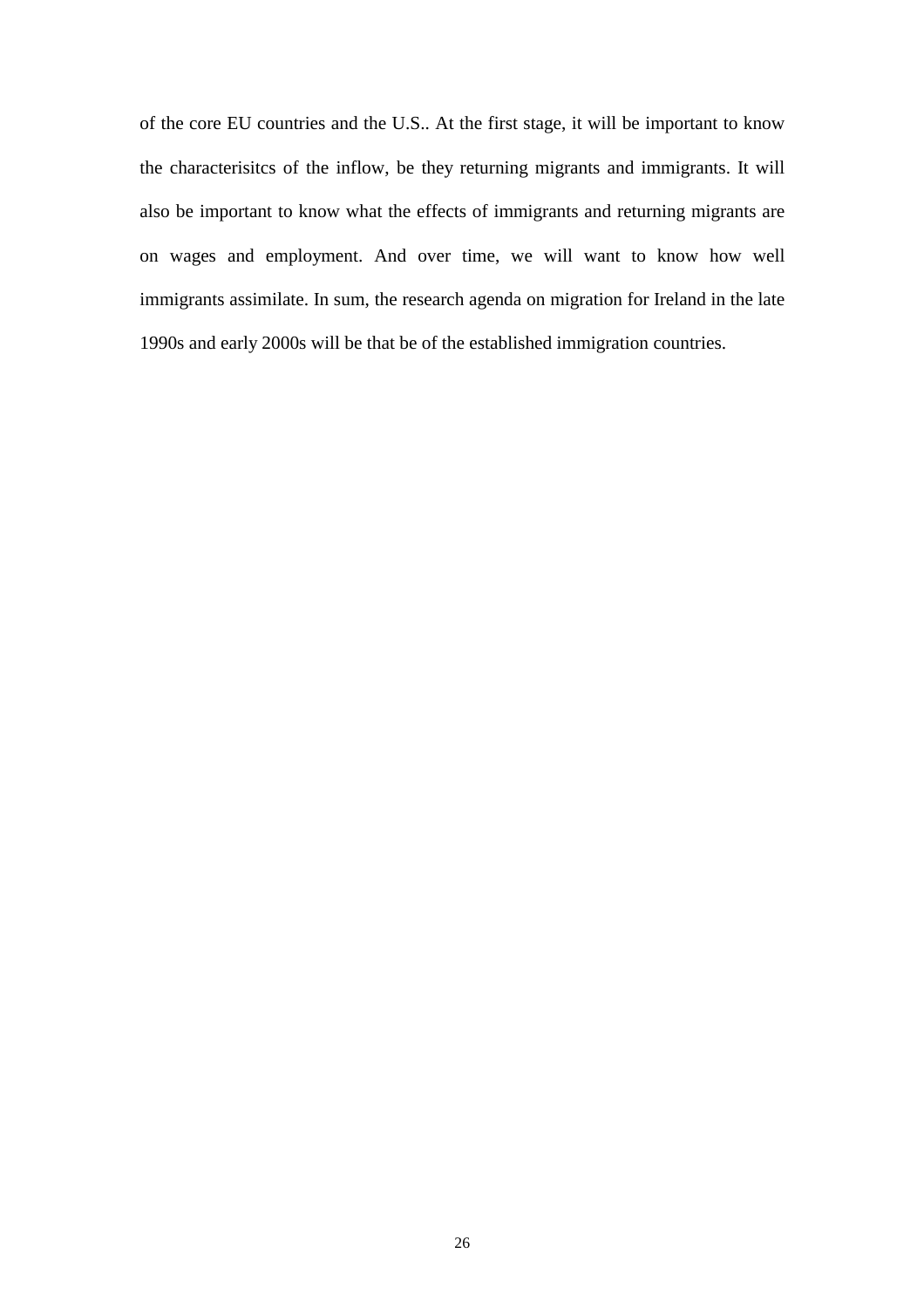of the core EU countries and the U.S.. At the first stage, it will be important to know the characterisitcs of the inflow, be they returning migrants and immigrants. It will also be important to know what the effects of immigrants and returning migrants are on wages and employment. And over time, we will want to know how well immigrants assimilate. In sum, the research agenda on migration for Ireland in the late 1990s and early 2000s will be that be of the established immigration countries.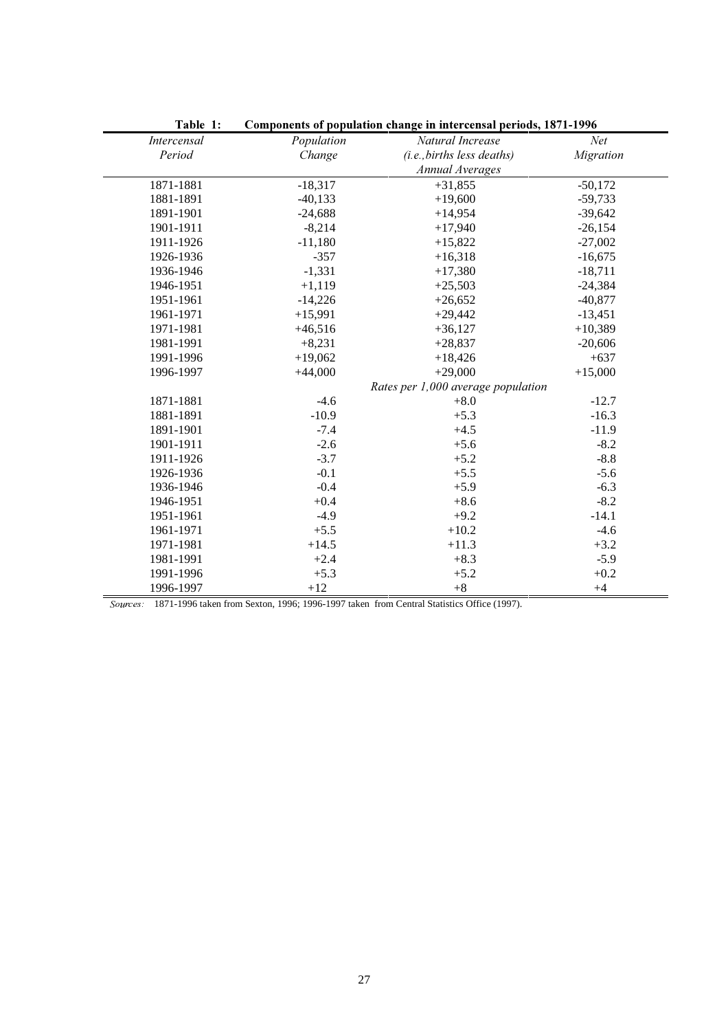**Table 1: Components of population change in intercensal periods, 1871-1996**

| *Intercensal Period* | *Population Change* | *Natural Increase (i.e., births less deaths)* | *Net Migration* |
|---|---|---|---|
| | | *Annual Averages* | |
| 1871-1881 | -18,317 | +31,855 | -50,172 |
| 1881-1891 | -40,133 | +19,600 | -59,733 |
| 1891-1901 | -24,688 | +14,954 | -39,642 |
| 1901-1911 | -8,214 | +17,940 | -26,154 |
| 1911-1926 | -11,180 | +15,822 | -27,002 |
| 1926-1936 | -357 | +16,318 | -16,675 |
| 1936-1946 | -1,331 | +17,380 | -18,711 |
| 1946-1951 | +1,119 | +25,503 | -24,384 |
| 1951-1961 | -14,226 | +26,652 | -40,877 |
| 1961-1971 | +15,991 | +29,442 | -13,451 |
| 1971-1981 | +46,516 | +36,127 | +10,389 |
| 1981-1991 | +8,231 | +28,837 | -20,606 |
| 1991-1996 | +19,062 | +18,426 | +637 |
| 1996-1997 | +44,000 | +29,000 | +15,000 |
| | | *Rates per 1,000 average population* | |
| 1871-1881 | -4.6 | +8.0 | -12.7 |
| 1881-1891 | -10.9 | +5.3 | -16.3 |
| 1891-1901 | -7.4 | +4.5 | -11.9 |
| 1901-1911 | -2.6 | +5.6 | -8.2 |
| 1911-1926 | -3.7 | +5.2 | -8.8 |
| 1926-1936 | -0.1 | +5.5 | -5.6 |
| 1936-1946 | -0.4 | +5.9 | -6.3 |
| 1946-1951 | +0.4 | +8.6 | -8.2 |
| 1951-1961 | -4.9 | +9.2 | -14.1 |
| 1961-1971 | +5.5 | +10.2 | -4.6 |
| 1971-1981 | +14.5 | +11.3 | +3.2 |
| 1981-1991 | +2.4 | +8.3 | -5.9 |
| 1991-1996 | +5.3 | +5.2 | +0.2 |
| 1996-1997 | +12 | +8 | +4 |

*Sources:* 1871-1996 taken from Sexton, 1996; 1996-1997 taken from Central Statistics Office (1997).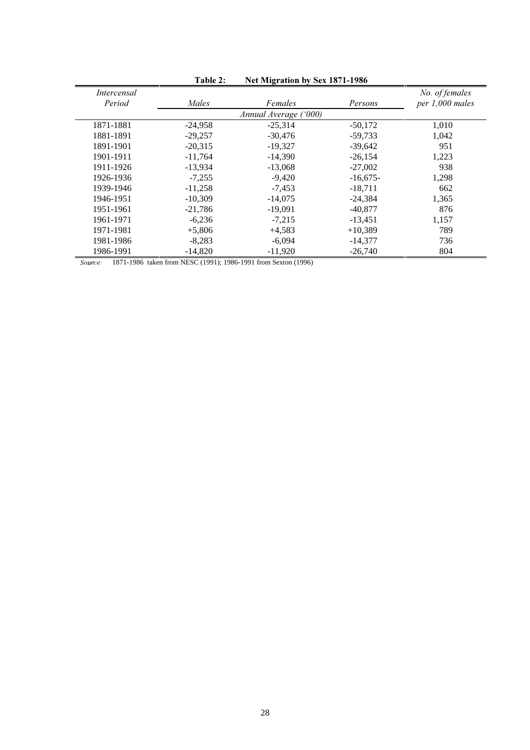**Table 2: Net Migration by Sex 1871-1986**

| *Intercensal Period* | *Males* | *Females* | *Persons* | *No. of females per 1,000 males* |
|---|---|---|---|---|
| | | *Annual Average ('000)* | | |
| 1871-1881 | -24,958 | -25,314 | -50,172 | 1,010 |
| 1881-1891 | -29,257 | -30,476 | -59,733 | 1,042 |
| 1891-1901 | -20,315 | -19,327 | -39,642 | 951 |
| 1901-1911 | -11,764 | -14,390 | -26,154 | 1,223 |
| 1911-1926 | -13,934 | -13,068 | -27,002 | 938 |
| 1926-1936 | -7,255 | -9,420 | -16,675- | 1,298 |
| 1939-1946 | -11,258 | -7,453 | -18,711 | 662 |
| 1946-1951 | -10,309 | -14,075 | -24,384 | 1,365 |
| 1951-1961 | -21,786 | -19,091 | -40,877 | 876 |
| 1961-1971 | -6,236 | -7,215 | -13,451 | 1,157 |
| 1971-1981 | +5,806 | +4,583 | +10,389 | 789 |
| 1981-1986 | -8,283 | -6,094 | -14,377 | 736 |
| 1986-1991 | -14,820 | -11,920 | -26,740 | 804 |

*Source:* 1871-1986 taken from NESC (1991); 1986-1991 from Sexton (1996)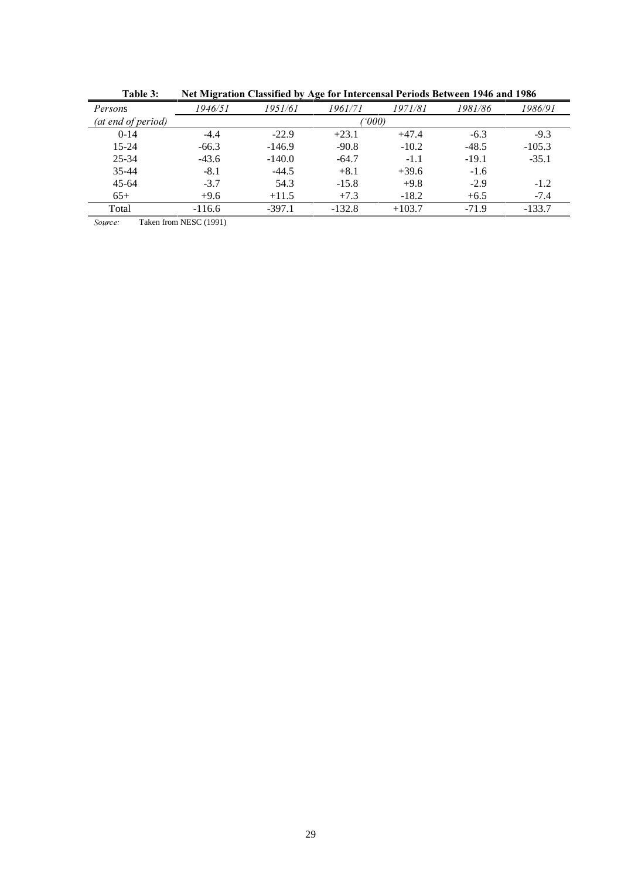**Table 3: Net Migration Classified by Age for Intercensal Periods Between 1946 and 1986**

| *Persons* | *1946/51* | *1951/61* | *1961/71* | *1971/81* | *1981/86* | *1986/91* |
|---|---|---|---|---|---|---|
| *(at end of period)* | | | *('000)* | | | |
| 0-14 | -4.4 | -22.9 | +23.1 | +47.4 | -6.3 | -9.3 |
| 15-24 | -66.3 | -146.9 | -90.8 | -10.2 | -48.5 | -105.3 |
| 25-34 | -43.6 | -140.0 | -64.7 | -1.1 | -19.1 | -35.1 |
| 35-44 | -8.1 | -44.5 | +8.1 | +39.6 | -1.6 | |
| 45-64 | -3.7 | 54.3 | -15.8 | +9.8 | -2.9 | -1.2 |
| 65+ | +9.6 | +11.5 | +7.3 | -18.2 | +6.5 | -7.4 |
| Total | -116.6 | -397.1 | -132.8 | +103.7 | -71.9 | -133.7 |

*Source:* Taken from NESC (1991)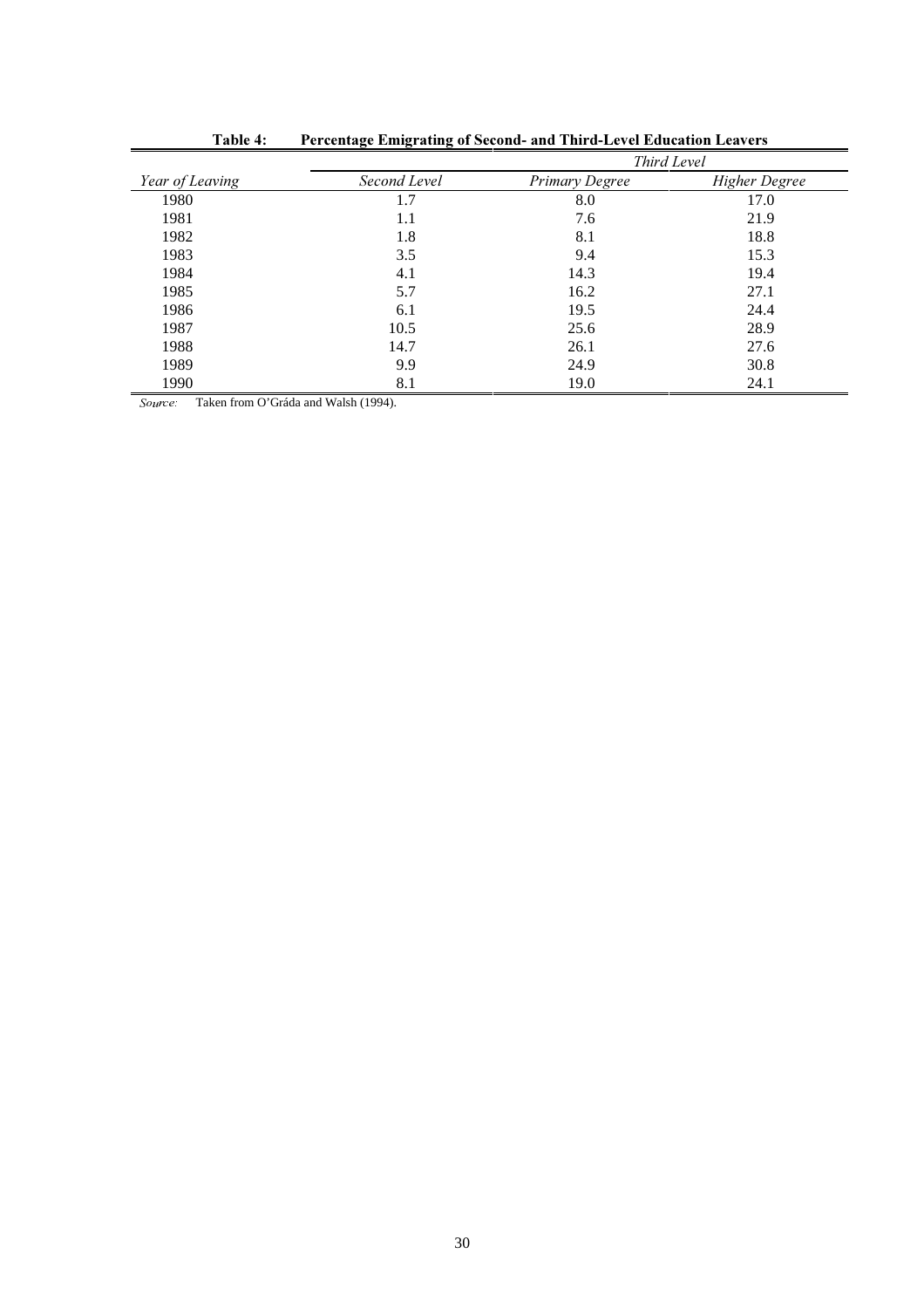**Table 4: Percentage Emigrating of Second- and Third-Level Education Leavers**

| | | *Third Level* | |
|---|---|---|---|
| *Year of Leaving* | *Second Level* | *Primary Degree* | *Higher Degree* |
| 1980 | 1.7 | 8.0 | 17.0 |
| 1981 | 1.1 | 7.6 | 21.9 |
| 1982 | 1.8 | 8.1 | 18.8 |
| 1983 | 3.5 | 9.4 | 15.3 |
| 1984 | 4.1 | 14.3 | 19.4 |
| 1985 | 5.7 | 16.2 | 27.1 |
| 1986 | 6.1 | 19.5 | 24.4 |
| 1987 | 10.5 | 25.6 | 28.9 |
| 1988 | 14.7 | 26.1 | 27.6 |
| 1989 | 9.9 | 24.9 | 30.8 |
| 1990 | 8.1 | 19.0 | 24.1 |

*Source:* Taken from O'Gráda and Walsh (1994).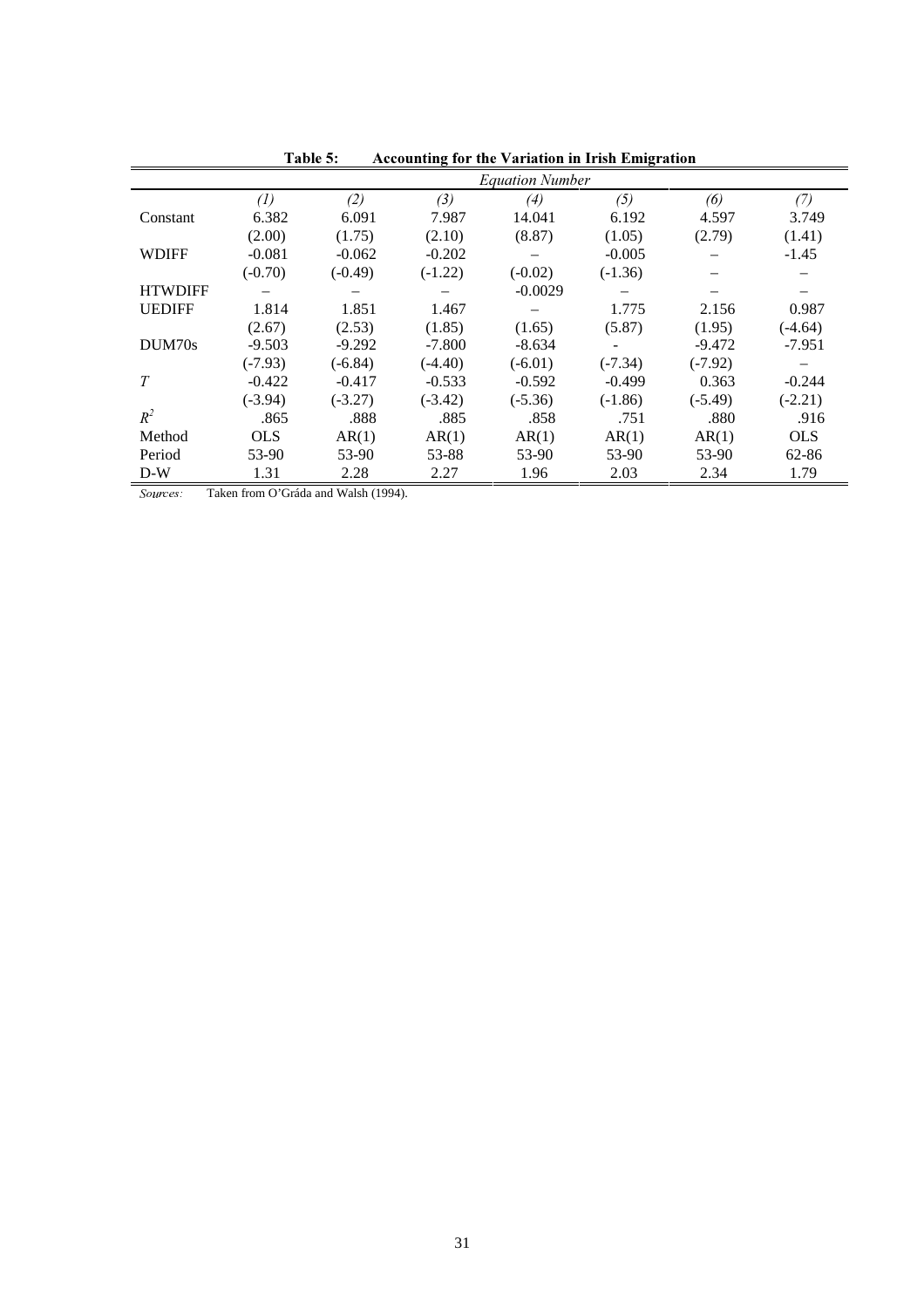**Table 5: Accounting for the Variation in Irish Emigration**

| | *Equation Number* | | | | | | |
|---|---|---|---|---|---|---|---|
| | *(1)* | *(2)* | *(3)* | *(4)* | *(5)* | *(6)* | *(7)* |
| Constant | 6.382 | 6.091 | 7.987 | 14.041 | 6.192 | 4.597 | 3.749 |
| | (2.00) | (1.75) | (2.10) | (8.87) | (1.05) | (2.79) | (1.41) |
| WDIFF | -0.081 | -0.062 | -0.202 | – | -0.005 | – | -1.45 |
| | (-0.70) | (-0.49) | (-1.22) | (-0.02) | (-1.36) | – | – |
| HTWDIFF | – | – | – | -0.0029 | – | – | – |
| UEDIFF | 1.814 | 1.851 | 1.467 | – | 1.775 | 2.156 | 0.987 |
| | (2.67) | (2.53) | (1.85) | (1.65) | (5.87) | (1.95) | (-4.64) |
| DUM70s | -9.503 | -9.292 | -7.800 | -8.634 | - | -9.472 | -7.951 |
| | (-7.93) | (-6.84) | (-4.40) | (-6.01) | (-7.34) | (-7.92) | – |
| $T$ | -0.422 | -0.417 | -0.533 | -0.592 | -0.499 | 0.363 | -0.244 |
| | (-3.94) | (-3.27) | (-3.42) | (-5.36) | (-1.86) | (-5.49) | (-2.21) |
| $R^2$ | .865 | .888 | .885 | .858 | .751 | .880 | .916 |
| Method | OLS | AR(1) | AR(1) | AR(1) | AR(1) | AR(1) | OLS |
| Period | 53-90 | 53-90 | 53-88 | 53-90 | 53-90 | 53-90 | 62-86 |
| D-W | 1.31 | 2.28 | 2.27 | 1.96 | 2.03 | 2.34 | 1.79 |

*Sources:* Taken from O'Gráda and Walsh (1994).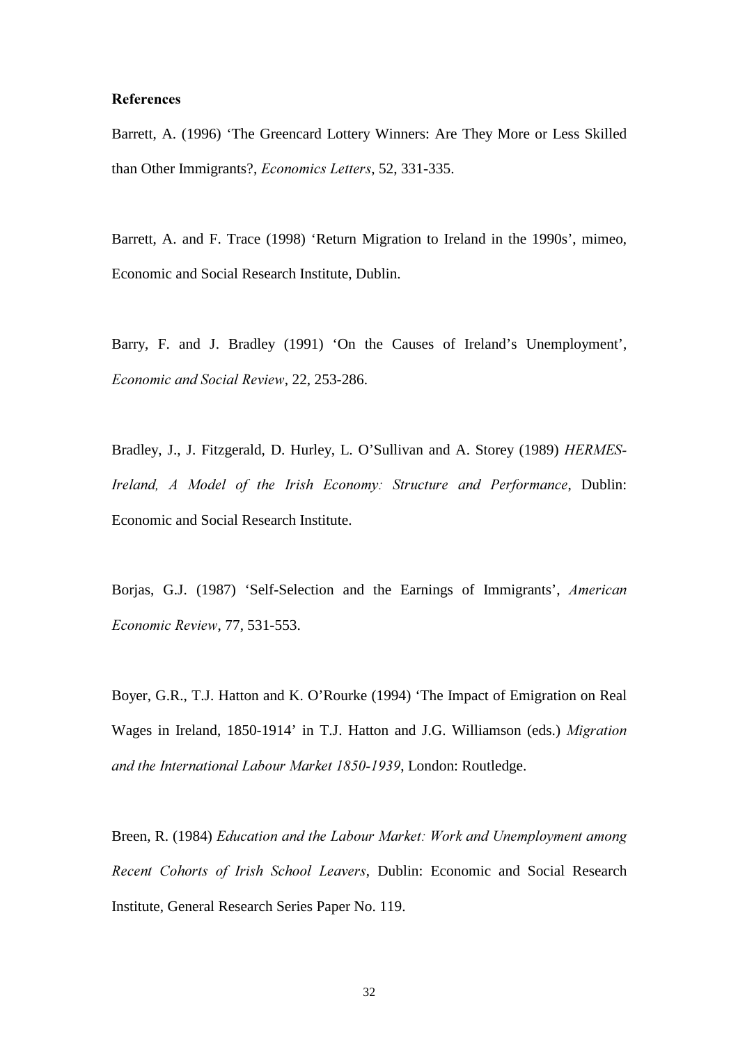## References

Barrett, A. (1996) 'The Greencard Lottery Winners: Are They More or Less Skilled than Other Immigrants?, *Economics Letters*, 52, 331-335.

Barrett, A. and F. Trace (1998) 'Return Migration to Ireland in the 1990s', mimeo, Economic and Social Research Institute, Dublin.

Barry, F. and J. Bradley (1991) 'On the Causes of Ireland's Unemployment', *Economic and Social Review*, 22, 253-286.

Bradley, J., J. Fitzgerald, D. Hurley, L. O'Sullivan and A. Storey (1989) *HERMES-Ireland, A Model of the Irish Economy: Structure and Performance*, Dublin: Economic and Social Research Institute.

Borjas, G.J. (1987) 'Self-Selection and the Earnings of Immigrants', *American Economic Review*, 77, 531-553.

Boyer, G.R., T.J. Hatton and K. O'Rourke (1994) 'The Impact of Emigration on Real Wages in Ireland, 1850-1914' in T.J. Hatton and J.G. Williamson (eds.) *Migration and the International Labour Market 1850-1939*, London: Routledge.

Breen, R. (1984) *Education and the Labour Market: Work and Unemployment among Recent Cohorts of Irish School Leavers*, Dublin: Economic and Social Research Institute, General Research Series Paper No. 119.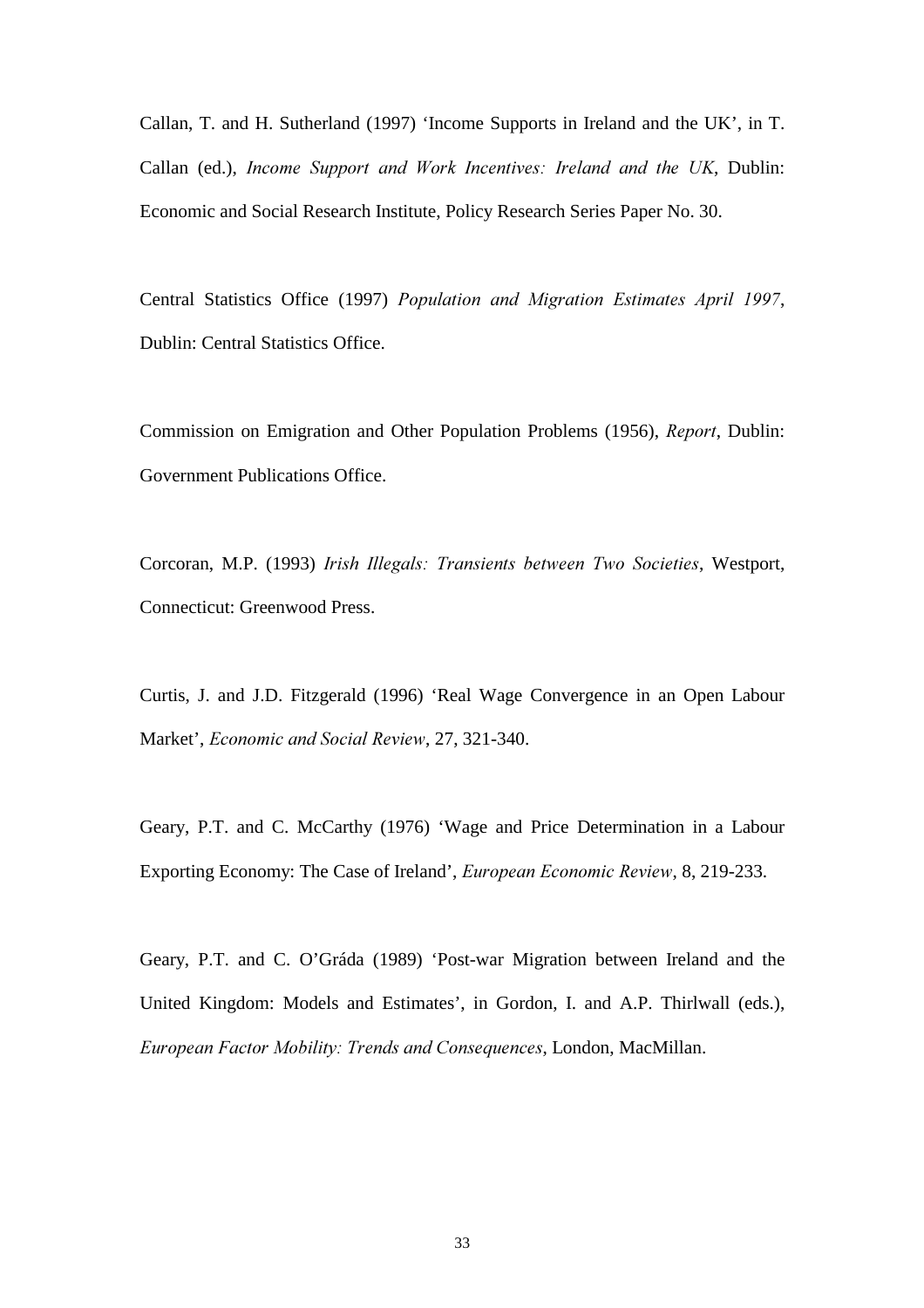Callan, T. and H. Sutherland (1997) 'Income Supports in Ireland and the UK', in T. Callan (ed.), *Income Support and Work Incentives: Ireland and the UK*, Dublin: Economic and Social Research Institute, Policy Research Series Paper No. 30.

Central Statistics Office (1997) *Population and Migration Estimates April 1997*, Dublin: Central Statistics Office.

Commission on Emigration and Other Population Problems (1956), *Report*, Dublin: Government Publications Office.

Corcoran, M.P. (1993) *Irish Illegals: Transients between Two Societies*, Westport, Connecticut: Greenwood Press.

Curtis, J. and J.D. Fitzgerald (1996) 'Real Wage Convergence in an Open Labour Market', *Economic and Social Review*, 27, 321-340.

Geary, P.T. and C. McCarthy (1976) 'Wage and Price Determination in a Labour Exporting Economy: The Case of Ireland', *European Economic Review*, 8, 219-233.

Geary, P.T. and C. O'Gráda (1989) 'Post-war Migration between Ireland and the United Kingdom: Models and Estimates', in Gordon, I. and A.P. Thirlwall (eds.), *European Factor Mobility: Trends and Consequences*, London, MacMillan.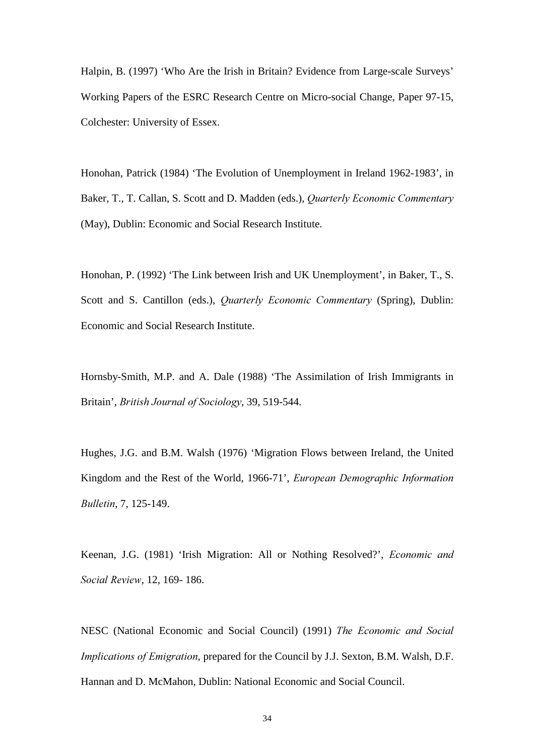Halpin, B. (1997) 'Who Are the Irish in Britain? Evidence from Large-scale Surveys' Working Papers of the ESRC Research Centre on Micro-social Change, Paper 97-15, Colchester: University of Essex.

Honohan, Patrick (1984) 'The Evolution of Unemployment in Ireland 1962-1983', in Baker, T., T. Callan, S. Scott and D. Madden (eds.), *Quarterly Economic Commentary* (May), Dublin: Economic and Social Research Institute.

Honohan, P. (1992) 'The Link between Irish and UK Unemployment', in Baker, T., S. Scott and S. Cantillon (eds.), *Quarterly Economic Commentary* (Spring), Dublin: Economic and Social Research Institute.

Hornsby-Smith, M.P. and A. Dale (1988) 'The Assimilation of Irish Immigrants in Britain', *British Journal of Sociology*, 39, 519-544.

Hughes, J.G. and B.M. Walsh (1976) 'Migration Flows between Ireland, the United Kingdom and the Rest of the World, 1966-71', *European Demographic Information Bulletin*, 7, 125-149.

Keenan, J.G. (1981) 'Irish Migration: All or Nothing Resolved?', *Economic and Social Review*, 12, 169- 186.

NESC (National Economic and Social Council) (1991) *The Economic and Social Implications of Emigration*, prepared for the Council by J.J. Sexton, B.M. Walsh, D.F. Hannan and D. McMahon, Dublin: National Economic and Social Council.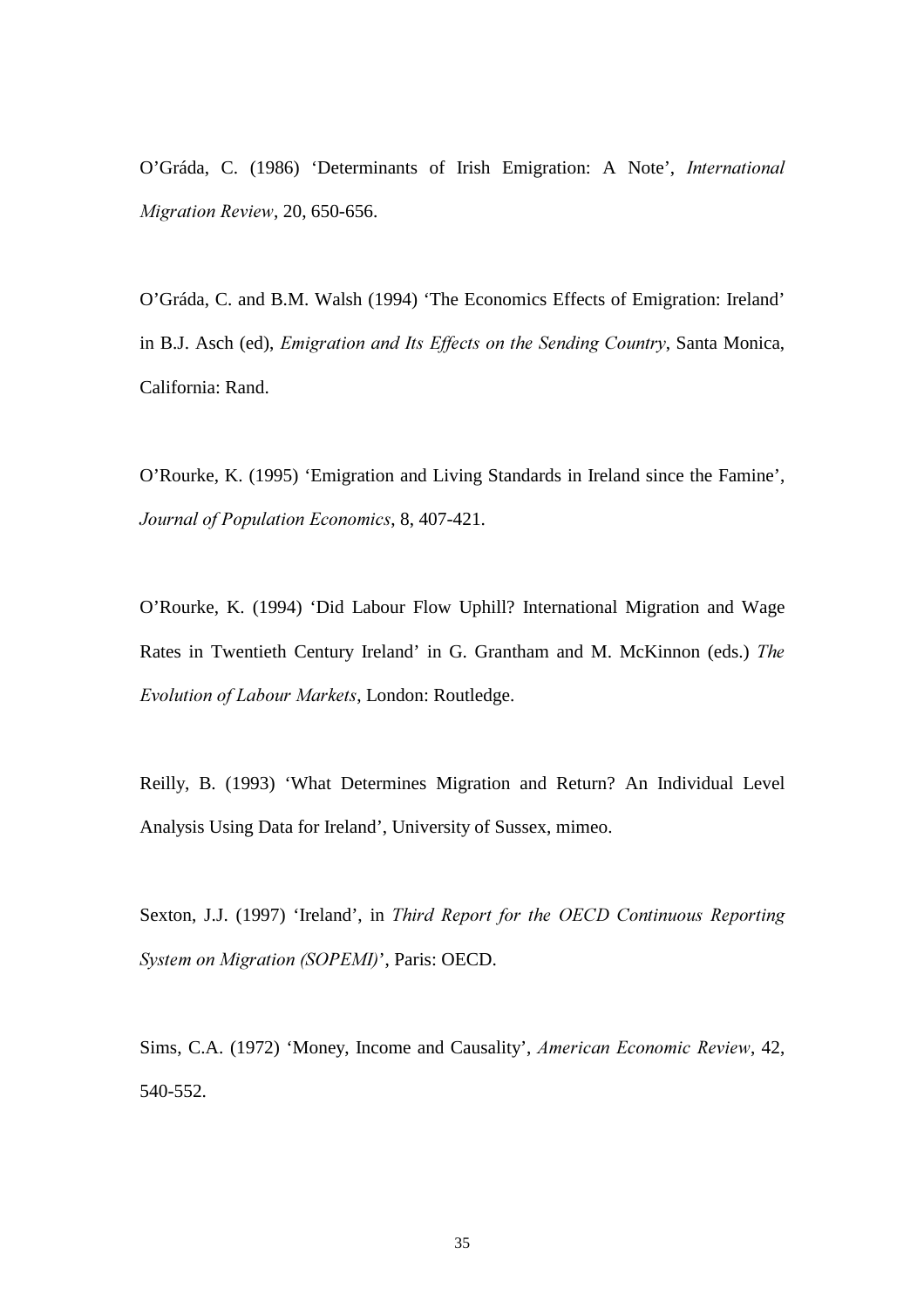O'Gráda, C. (1986) 'Determinants of Irish Emigration: A Note', *International Migration Review*, 20, 650-656.

O'Gráda, C. and B.M. Walsh (1994) 'The Economics Effects of Emigration: Ireland' in B.J. Asch (ed), *Emigration and Its Effects on the Sending Country*, Santa Monica, California: Rand.

O'Rourke, K. (1995) 'Emigration and Living Standards in Ireland since the Famine', *Journal of Population Economics*, 8, 407-421.

O'Rourke, K. (1994) 'Did Labour Flow Uphill? International Migration and Wage Rates in Twentieth Century Ireland' in G. Grantham and M. McKinnon (eds.) *The Evolution of Labour Markets*, London: Routledge.

Reilly, B. (1993) 'What Determines Migration and Return? An Individual Level Analysis Using Data for Ireland', University of Sussex, mimeo.

Sexton, J.J. (1997) 'Ireland', in *Third Report for the OECD Continuous Reporting System on Migration (SOPEMI)*', Paris: OECD.

Sims, C.A. (1972) 'Money, Income and Causality', *American Economic Review*, 42, 540-552.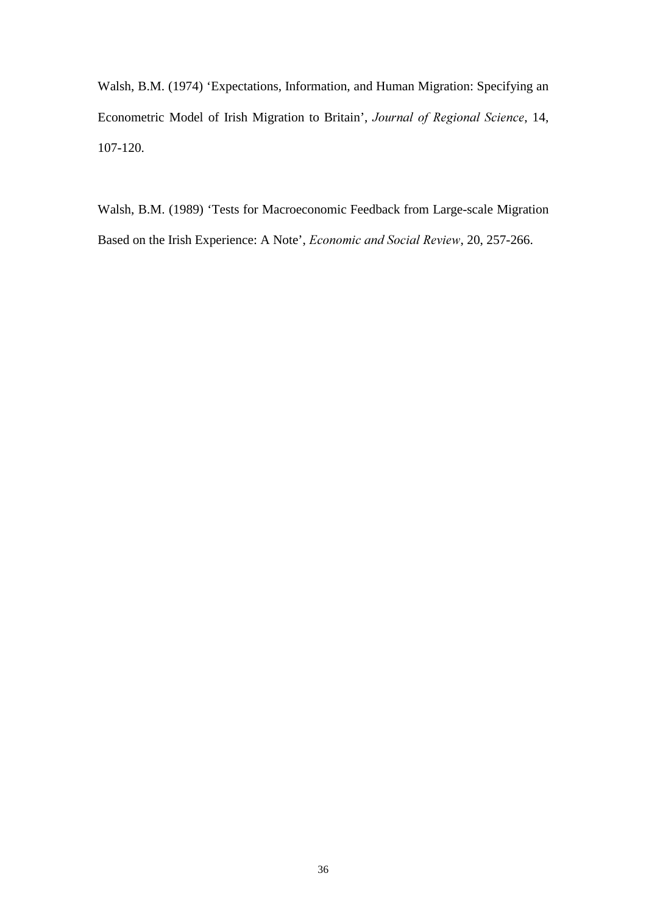Walsh, B.M. (1974) 'Expectations, Information, and Human Migration: Specifying an Econometric Model of Irish Migration to Britain', *Journal of Regional Science*, 14, 107-120.

Walsh, B.M. (1989) 'Tests for Macroeconomic Feedback from Large-scale Migration Based on the Irish Experience: A Note', *Economic and Social Review*, 20, 257-266.